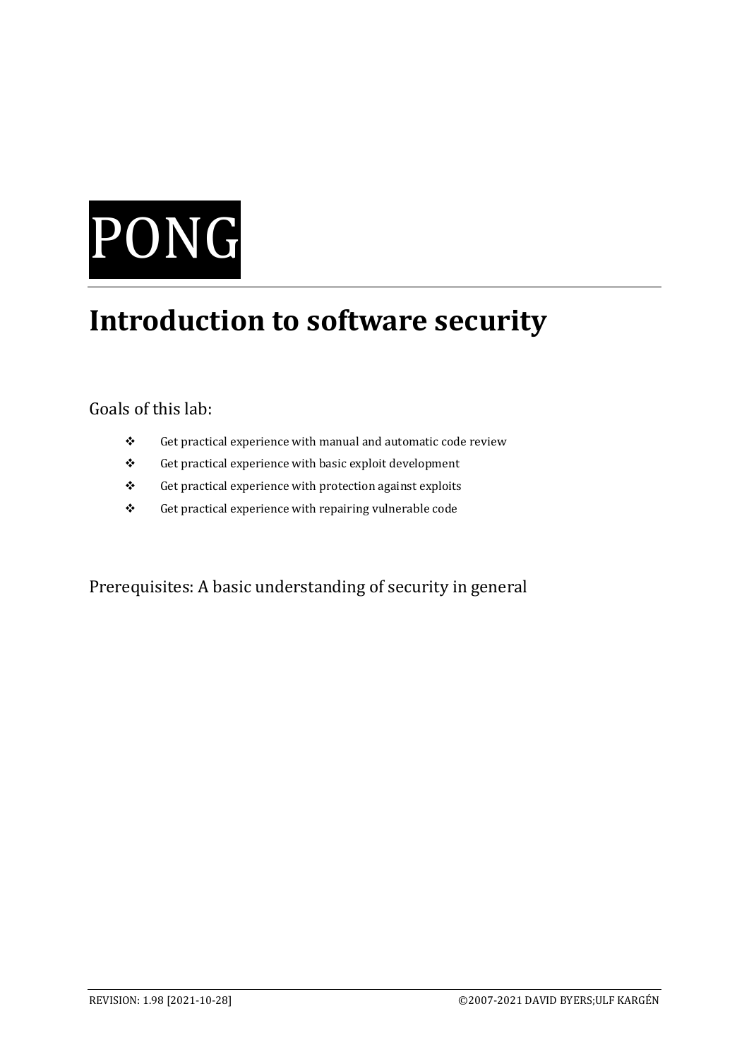# PONG

## Introduction to software security

Goals of this lab:

- Get practical experience with manual and automatic code review
- Get practical experience with basic exploit development
- Get practical experience with protection against exploits
- Get practical experience with repairing vulnerable code

Prerequisites: A basic understanding of security in general

REVISION: 1.98 [2021-10-28] ©2007-2021 DAVID BYERS;ULF KARGÉN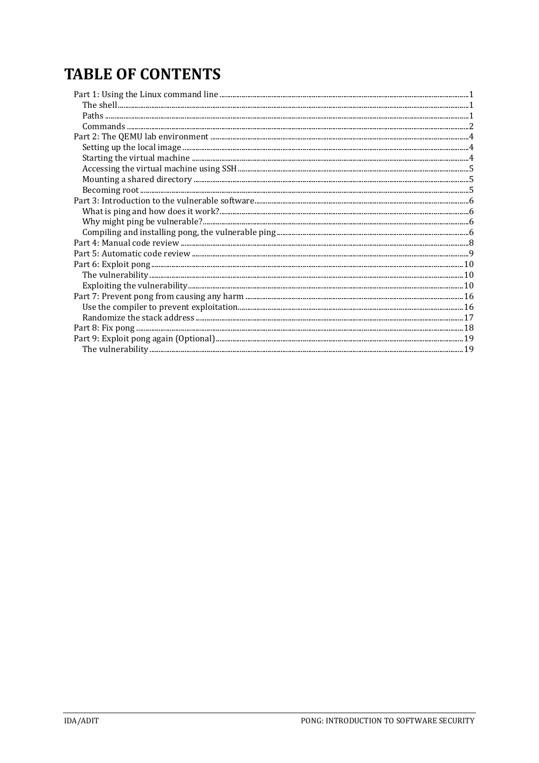# TABLE OF CONTENTS

- Part 1: Using the Linux command line ... 1
  - The shell ... 1
  - Paths ... 1
  - Commands ... 2
- Part 2: The QEMU lab environment ... 4
  - Setting up the local image ... 4
  - Starting the virtual machine ... 4
  - Accessing the virtual machine using SSH ... 5
  - Mounting a shared directory ... 5
  - Becoming root ... 5
- Part 3: Introduction to the vulnerable software ... 6
  - What is ping and how does it work? ... 6
  - Why might ping be vulnerable? ... 6
  - Compiling and installing pong, the vulnerable ping ... 6
- Part 4: Manual code review ... 8
- Part 5: Automatic code review ... 9
- Part 6: Exploit pong ... 10
  - The vulnerability ... 10
  - Exploiting the vulnerability ... 10
- Part 7: Prevent pong from causing any harm ... 16
  - Use the compiler to prevent exploitation ... 16
  - Randomize the stack address ... 17
- Part 8: Fix pong ... 18
- Part 9: Exploit pong again (Optional) ... 19
  - The vulnerability ... 19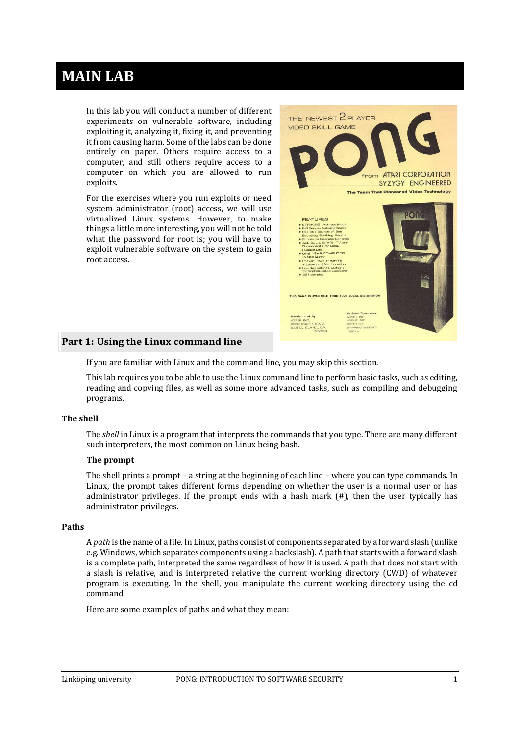# MAIN LAB

In this lab you will conduct a number of different experiments on vulnerable software, including exploiting it, analyzing it, fixing it, and preventing it from causing harm. Some of the labs can be done entirely on paper. Others require access to a computer, and still others require access to a computer on which you are allowed to run exploits.

For the exercises where you run exploits or need system administrator (root) access, we will use virtualized Linux systems. However, to make things a little more interesting, you will not be told what the password for root is; you will have to exploit vulnerable software on the system to gain root access.

## Part 1: Using the Linux command line

If you are familiar with Linux and the command line, you may skip this section.

This lab requires you to be able to use the Linux command line to perform basic tasks, such as editing, reading and copying files, as well as some more advanced tasks, such as compiling and debugging programs.

### The shell

The *shell* in Linux is a program that interprets the commands that you type. There are many different such interpreters, the most common on Linux being bash.

#### The prompt

The shell prints a prompt – a string at the beginning of each line – where you can type commands. In Linux, the prompt takes different forms depending on whether the user is a normal user or has administrator privileges. If the prompt ends with a hash mark (#), then the user typically has administrator privileges.

### Paths

A *path* is the name of a file. In Linux, paths consist of components separated by a forward slash (unlike e.g. Windows, which separates components using a backslash). A path that starts with a forward slash is a complete path, interpreted the same regardless of how it is used. A path that does not start with a slash is relative, and is interpreted relative the current working directory (CWD) of whatever program is executing. In the shell, you manipulate the current working directory using the cd command.

Here are some examples of paths and what they mean: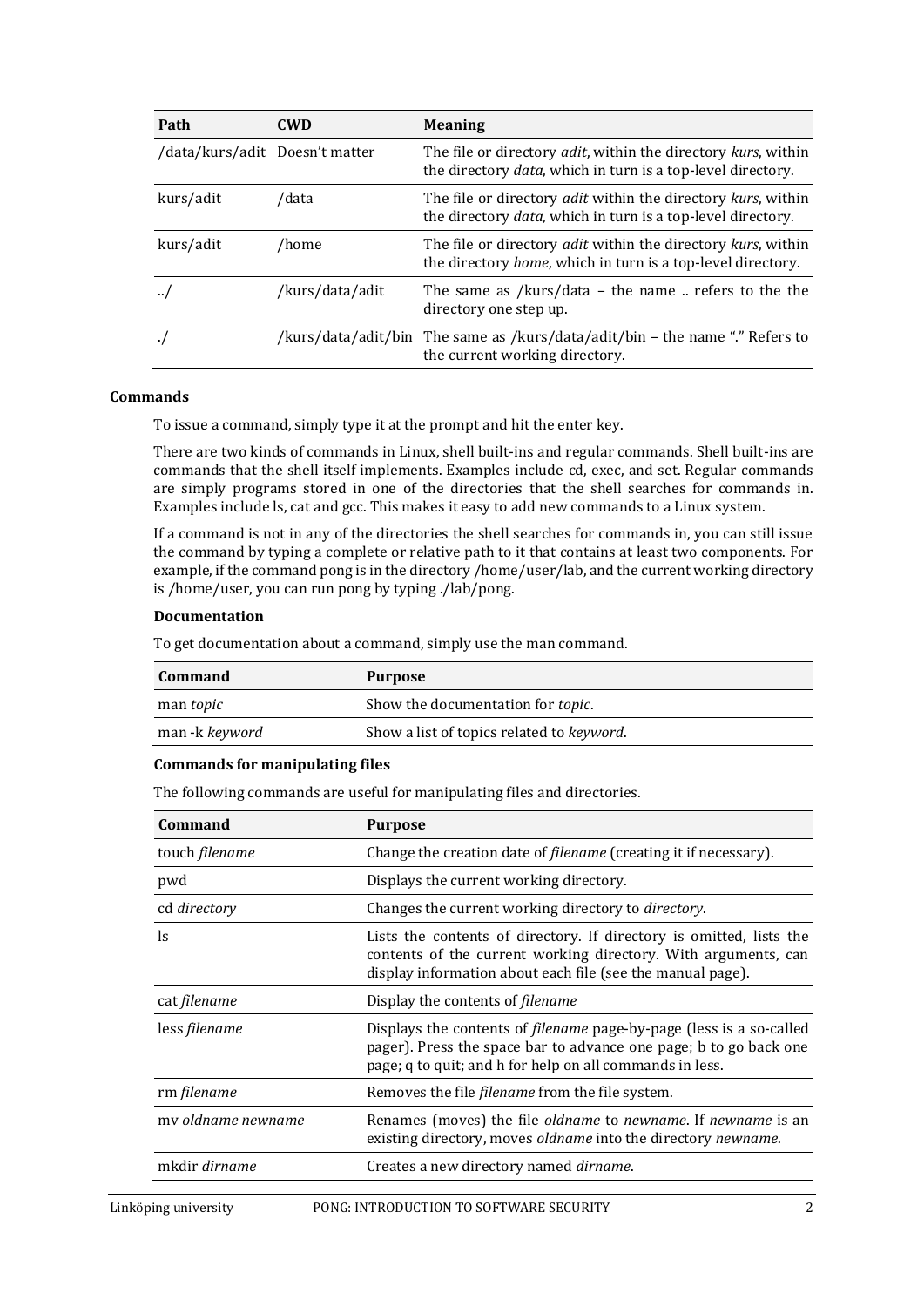| Path | CWD | Meaning |
|---|---|---|
| /data/kurs/adit | Doesn't matter | The file or directory *adit*, within the directory *kurs*, within the directory *data*, which in turn is a top-level directory. |
| kurs/adit | /data | The file or directory *adit* within the directory *kurs*, within the directory *data*, which in turn is a top-level directory. |
| kurs/adit | /home | The file or directory *adit* within the directory *kurs*, within the directory *home*, which in turn is a top-level directory. |
| ../ | /kurs/data/adit | The same as /kurs/data – the name .. refers to the the directory one step up. |
| ./ | /kurs/data/adit/bin | The same as /kurs/data/adit/bin – the name "." Refers to the current working directory. |

**Commands**

To issue a command, simply type it at the prompt and hit the enter key.

There are two kinds of commands in Linux, shell built-ins and regular commands. Shell built-ins are commands that the shell itself implements. Examples include cd, exec, and set. Regular commands are simply programs stored in one of the directories that the shell searches for commands in. Examples include ls, cat and gcc. This makes it easy to add new commands to a Linux system.

If a command is not in any of the directories the shell searches for commands in, you can still issue the command by typing a complete or relative path to it that contains at least two components. For example, if the command pong is in the directory /home/user/lab, and the current working directory is /home/user, you can run pong by typing ./lab/pong.

**Documentation**

To get documentation about a command, simply use the man command.

| Command | Purpose |
|---|---|
| man *topic* | Show the documentation for *topic*. |
| man -k *keyword* | Show a list of topics related to *keyword*. |

**Commands for manipulating files**

The following commands are useful for manipulating files and directories.

| Command | Purpose |
|---|---|
| touch *filename* | Change the creation date of *filename* (creating it if necessary). |
| pwd | Displays the current working directory. |
| cd *directory* | Changes the current working directory to *directory*. |
| ls | Lists the contents of directory. If directory is omitted, lists the contents of the current working directory. With arguments, can display information about each file (see the manual page). |
| cat *filename* | Display the contents of *filename* |
| less *filename* | Displays the contents of *filename* page-by-page (less is a so-called pager). Press the space bar to advance one page; b to go back one page; q to quit; and h for help on all commands in less. |
| rm *filename* | Removes the file *filename* from the file system. |
| mv *oldname newname* | Renames (moves) the file *oldname* to *newname*. If *newname* is an existing directory, moves *oldname* into the directory *newname*. |
| mkdir *dirname* | Creates a new directory named *dirname*. |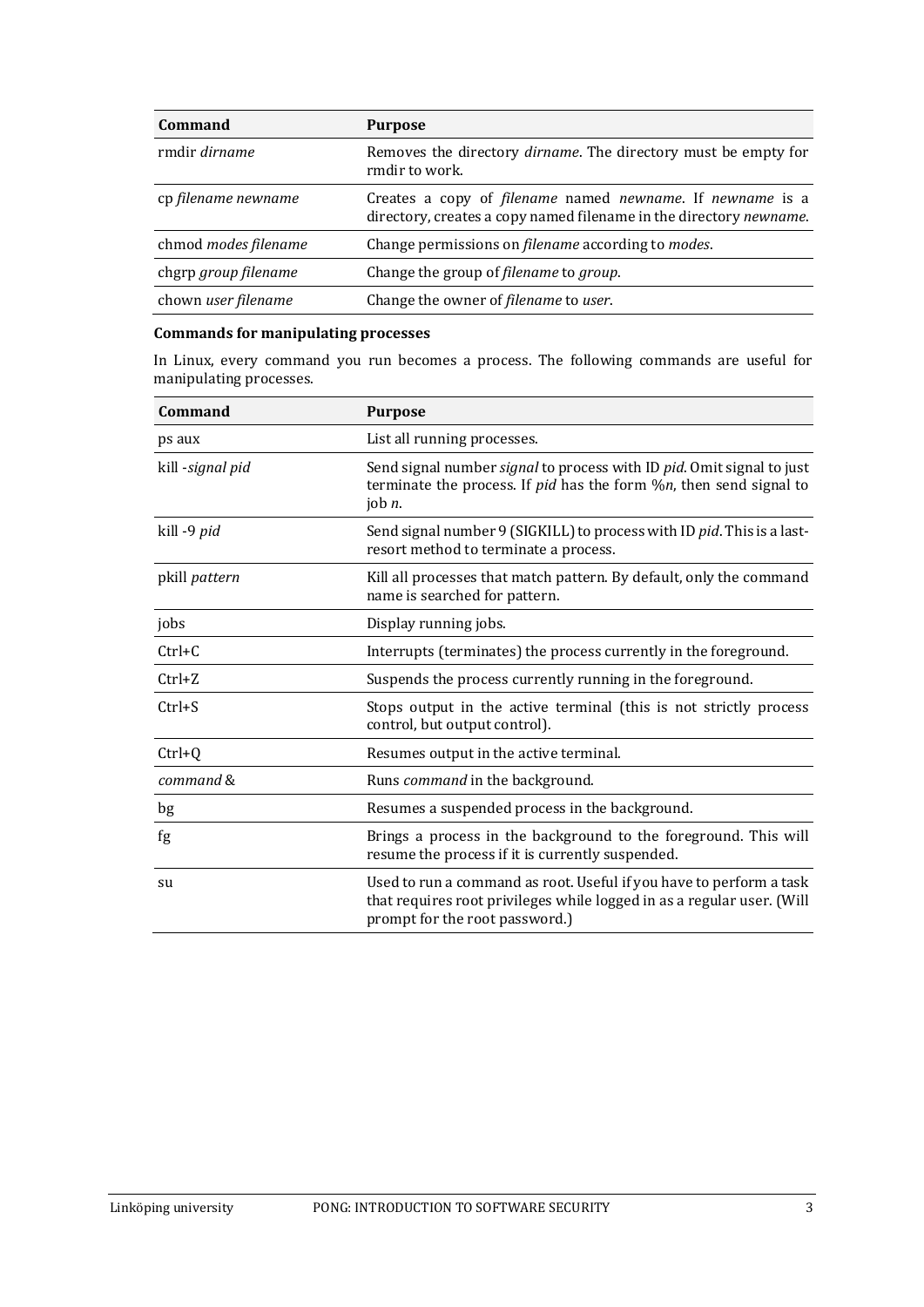| Command | Purpose |
|---|---|
| rmdir *dirname* | Removes the directory *dirname*. The directory must be empty for rmdir to work. |
| cp *filename newname* | Creates a copy of *filename* named *newname*. If *newname* is a directory, creates a copy named filename in the directory *newname*. |
| chmod *modes filename* | Change permissions on *filename* according to *modes*. |
| chgrp *group filename* | Change the group of *filename* to *group*. |
| chown *user filename* | Change the owner of *filename* to *user*. |

**Commands for manipulating processes**

In Linux, every command you run becomes a process. The following commands are useful for manipulating processes.

| Command | Purpose |
|---|---|
| ps aux | List all running processes. |
| kill -*signal pid* | Send signal number *signal* to process with ID *pid*. Omit signal to just terminate the process. If *pid* has the form %*n*, then send signal to job *n*. |
| kill -9 *pid* | Send signal number 9 (SIGKILL) to process with ID *pid*. This is a last-resort method to terminate a process. |
| pkill *pattern* | Kill all processes that match pattern. By default, only the command name is searched for pattern. |
| jobs | Display running jobs. |
| Ctrl+C | Interrupts (terminates) the process currently in the foreground. |
| Ctrl+Z | Suspends the process currently running in the foreground. |
| Ctrl+S | Stops output in the active terminal (this is not strictly process control, but output control). |
| Ctrl+Q | Resumes output in the active terminal. |
| *command* & | Runs *command* in the background. |
| bg | Resumes a suspended process in the background. |
| fg | Brings a process in the background to the foreground. This will resume the process if it is currently suspended. |
| su | Used to run a command as root. Useful if you have to perform a task that requires root privileges while logged in as a regular user. (Will prompt for the root password.) |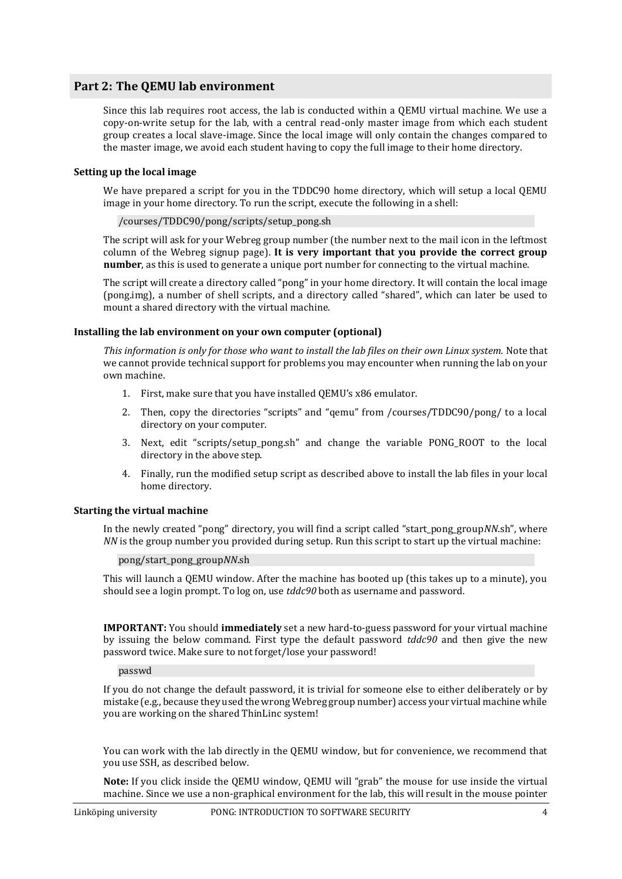## Part 2: The QEMU lab environment

Since this lab requires root access, the lab is conducted within a QEMU virtual machine. We use a copy-on-write setup for the lab, with a central read-only master image from which each student group creates a local slave-image. Since the local image will only contain the changes compared to the master image, we avoid each student having to copy the full image to their home directory.

### Setting up the local image

We have prepared a script for you in the TDDC90 home directory, which will setup a local QEMU image in your home directory. To run the script, execute the following in a shell:

```
/courses/TDDC90/pong/scripts/setup_pong.sh
```

The script will ask for your Webreg group number (the number next to the mail icon in the leftmost column of the Webreg signup page). **It is very important that you provide the correct group number**, as this is used to generate a unique port number for connecting to the virtual machine.

The script will create a directory called "pong" in your home directory. It will contain the local image (pong.img), a number of shell scripts, and a directory called "shared", which can later be used to mount a shared directory with the virtual machine.

### Installing the lab environment on your own computer (optional)

*This information is only for those who want to install the lab files on their own Linux system.* Note that we cannot provide technical support for problems you may encounter when running the lab on your own machine.

1. First, make sure that you have installed QEMU's x86 emulator.
2. Then, copy the directories "scripts" and "qemu" from /courses/TDDC90/pong/ to a local directory on your computer.
3. Next, edit "scripts/setup_pong.sh" and change the variable PONG_ROOT to the local directory in the above step.
4. Finally, run the modified setup script as described above to install the lab files in your local home directory.

### Starting the virtual machine

In the newly created "pong" directory, you will find a script called "start_pong_group*NN*.sh", where *NN* is the group number you provided during setup. Run this script to start up the virtual machine:

```
pong/start_pong_groupNN.sh
```

This will launch a QEMU window. After the machine has booted up (this takes up to a minute), you should see a login prompt. To log on, use *tddc90* both as username and password.

**IMPORTANT:** You should **immediately** set a new hard-to-guess password for your virtual machine by issuing the below command. First type the default password *tddc90* and then give the new password twice. Make sure to not forget/lose your password!

```
passwd
```

If you do not change the default password, it is trivial for someone else to either deliberately or by mistake (e.g., because they used the wrong Webreg group number) access your virtual machine while you are working on the shared ThinLinc system!

You can work with the lab directly in the QEMU window, but for convenience, we recommend that you use SSH, as described below.

**Note:** If you click inside the QEMU window, QEMU will "grab" the mouse for use inside the virtual machine. Since we use a non-graphical environment for the lab, this will result in the mouse pointer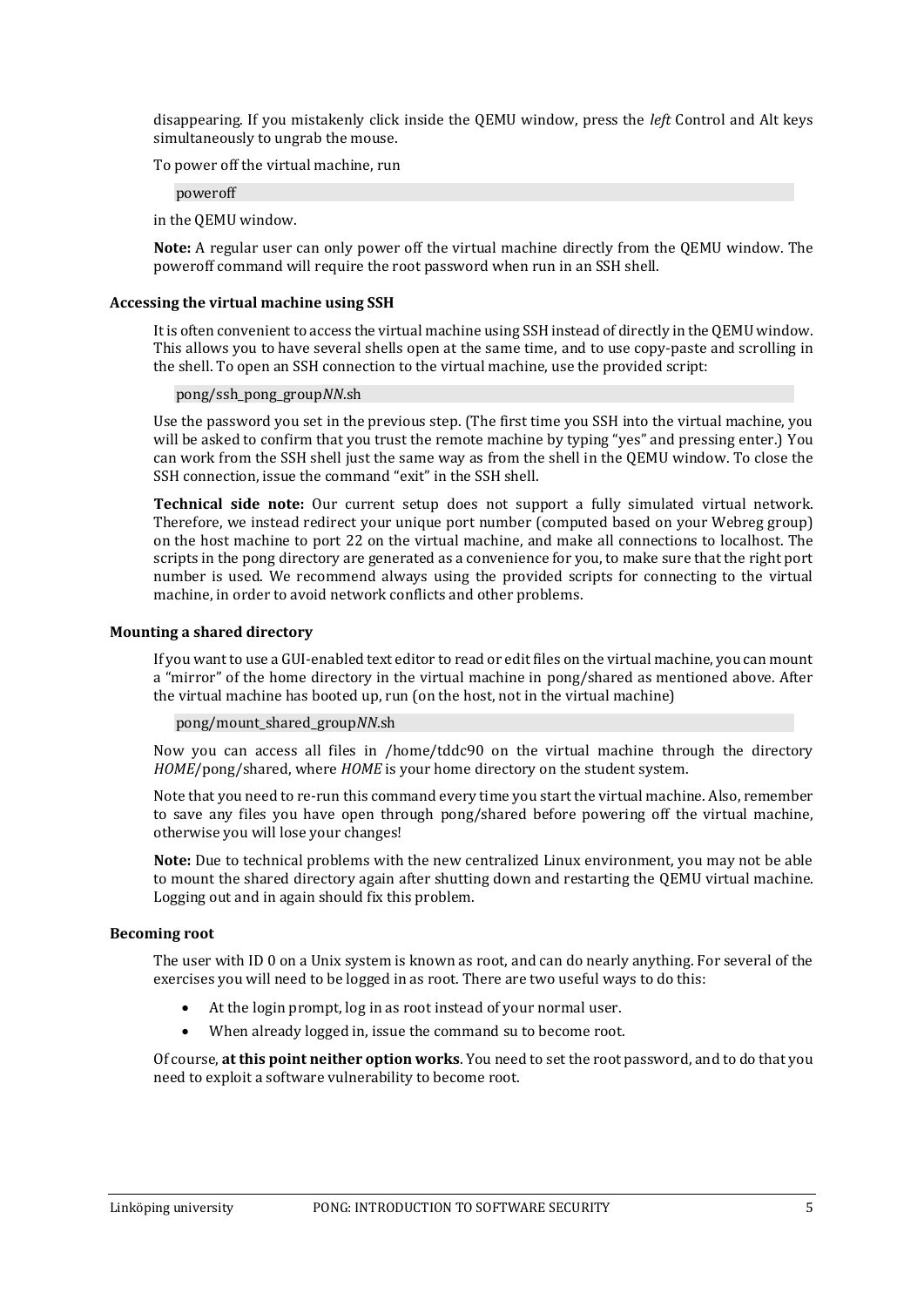disappearing. If you mistakenly click inside the QEMU window, press the *left* Control and Alt keys simultaneously to ungrab the mouse.

To power off the virtual machine, run

```
poweroff
```

in the QEMU window.

**Note:** A regular user can only power off the virtual machine directly from the QEMU window. The poweroff command will require the root password when run in an SSH shell.

#### Accessing the virtual machine using SSH

It is often convenient to access the virtual machine using SSH instead of directly in the QEMU window. This allows you to have several shells open at the same time, and to use copy-paste and scrolling in the shell. To open an SSH connection to the virtual machine, use the provided script:

```
pong/ssh_pong_groupNN.sh
```

Use the password you set in the previous step. (The first time you SSH into the virtual machine, you will be asked to confirm that you trust the remote machine by typing "yes" and pressing enter.) You can work from the SSH shell just the same way as from the shell in the QEMU window. To close the SSH connection, issue the command "exit" in the SSH shell.

**Technical side note:** Our current setup does not support a fully simulated virtual network. Therefore, we instead redirect your unique port number (computed based on your Webreg group) on the host machine to port 22 on the virtual machine, and make all connections to localhost. The scripts in the pong directory are generated as a convenience for you, to make sure that the right port number is used. We recommend always using the provided scripts for connecting to the virtual machine, in order to avoid network conflicts and other problems.

#### Mounting a shared directory

If you want to use a GUI-enabled text editor to read or edit files on the virtual machine, you can mount a "mirror" of the home directory in the virtual machine in pong/shared as mentioned above. After the virtual machine has booted up, run (on the host, not in the virtual machine)

```
pong/mount_shared_groupNN.sh
```

Now you can access all files in /home/tddc90 on the virtual machine through the directory *HOME*/pong/shared, where *HOME* is your home directory on the student system.

Note that you need to re-run this command every time you start the virtual machine. Also, remember to save any files you have open through pong/shared before powering off the virtual machine, otherwise you will lose your changes!

**Note:** Due to technical problems with the new centralized Linux environment, you may not be able to mount the shared directory again after shutting down and restarting the QEMU virtual machine. Logging out and in again should fix this problem.

#### Becoming root

The user with ID 0 on a Unix system is known as root, and can do nearly anything. For several of the exercises you will need to be logged in as root. There are two useful ways to do this:

- At the login prompt, log in as root instead of your normal user.
- When already logged in, issue the command su to become root.

Of course, **at this point neither option works**. You need to set the root password, and to do that you need to exploit a software vulnerability to become root.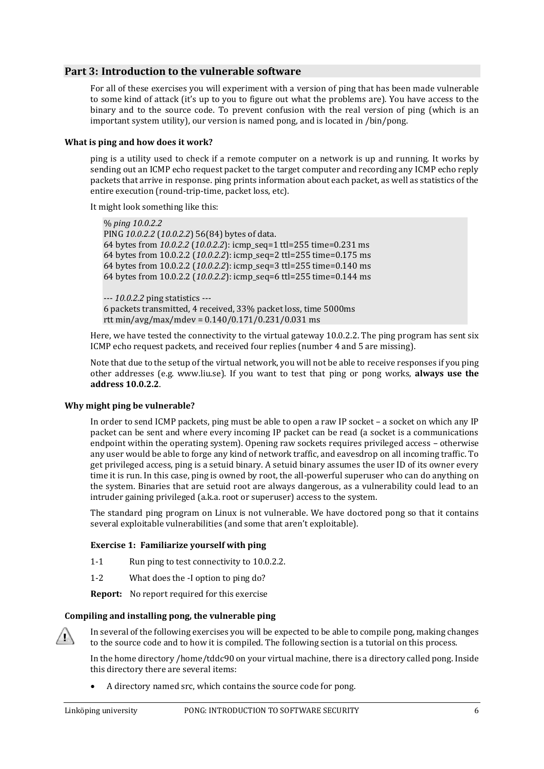## Part 3: Introduction to the vulnerable software

For all of these exercises you will experiment with a version of ping that has been made vulnerable to some kind of attack (it's up to you to figure out what the problems are). You have access to the binary and to the source code. To prevent confusion with the real version of ping (which is an important system utility), our version is named pong, and is located in /bin/pong.

#### What is ping and how does it work?

ping is a utility used to check if a remote computer on a network is up and running. It works by sending out an ICMP echo request packet to the target computer and recording any ICMP echo reply packets that arrive in response. ping prints information about each packet, as well as statistics of the entire execution (round-trip-time, packet loss, etc).

It might look something like this:

```
% ping 10.0.2.2
PING 10.0.2.2 (10.0.2.2) 56(84) bytes of data.
64 bytes from 10.0.2.2 (10.0.2.2): icmp_seq=1 ttl=255 time=0.231 ms
64 bytes from 10.0.2.2 (10.0.2.2): icmp_seq=2 ttl=255 time=0.175 ms
64 bytes from 10.0.2.2 (10.0.2.2): icmp_seq=3 ttl=255 time=0.140 ms
64 bytes from 10.0.2.2 (10.0.2.2): icmp_seq=6 ttl=255 time=0.144 ms

--- 10.0.2.2 ping statistics ---
6 packets transmitted, 4 received, 33% packet loss, time 5000ms
rtt min/avg/max/mdev = 0.140/0.171/0.231/0.031 ms
```

Here, we have tested the connectivity to the virtual gateway 10.0.2.2. The ping program has sent six ICMP echo request packets, and received four replies (number 4 and 5 are missing).

Note that due to the setup of the virtual network, you will not be able to receive responses if you ping other addresses (e.g. www.liu.se). If you want to test that ping or pong works, **always use the address 10.0.2.2**.

#### Why might ping be vulnerable?

In order to send ICMP packets, ping must be able to open a raw IP socket – a socket on which any IP packet can be sent and where every incoming IP packet can be read (a socket is a communications endpoint within the operating system). Opening raw sockets requires privileged access – otherwise any user would be able to forge any kind of network traffic, and eavesdrop on all incoming traffic. To get privileged access, ping is a setuid binary. A setuid binary assumes the user ID of its owner every time it is run. In this case, ping is owned by root, the all-powerful superuser who can do anything on the system. Binaries that are setuid root are always dangerous, as a vulnerability could lead to an intruder gaining privileged (a.k.a. root or superuser) access to the system.

The standard ping program on Linux is not vulnerable. We have doctored pong so that it contains several exploitable vulnerabilities (and some that aren't exploitable).

**Exercise 1: Familiarize yourself with ping**

1-1 Run ping to test connectivity to 10.0.2.2.

1-2 What does the -I option to ping do?

**Report:** No report required for this exercise

#### Compiling and installing pong, the vulnerable ping

In several of the following exercises you will be expected to be able to compile pong, making changes to the source code and to how it is compiled. The following section is a tutorial on this process.

In the home directory /home/tddc90 on your virtual machine, there is a directory called pong. Inside this directory there are several items:

- A directory named src, which contains the source code for pong.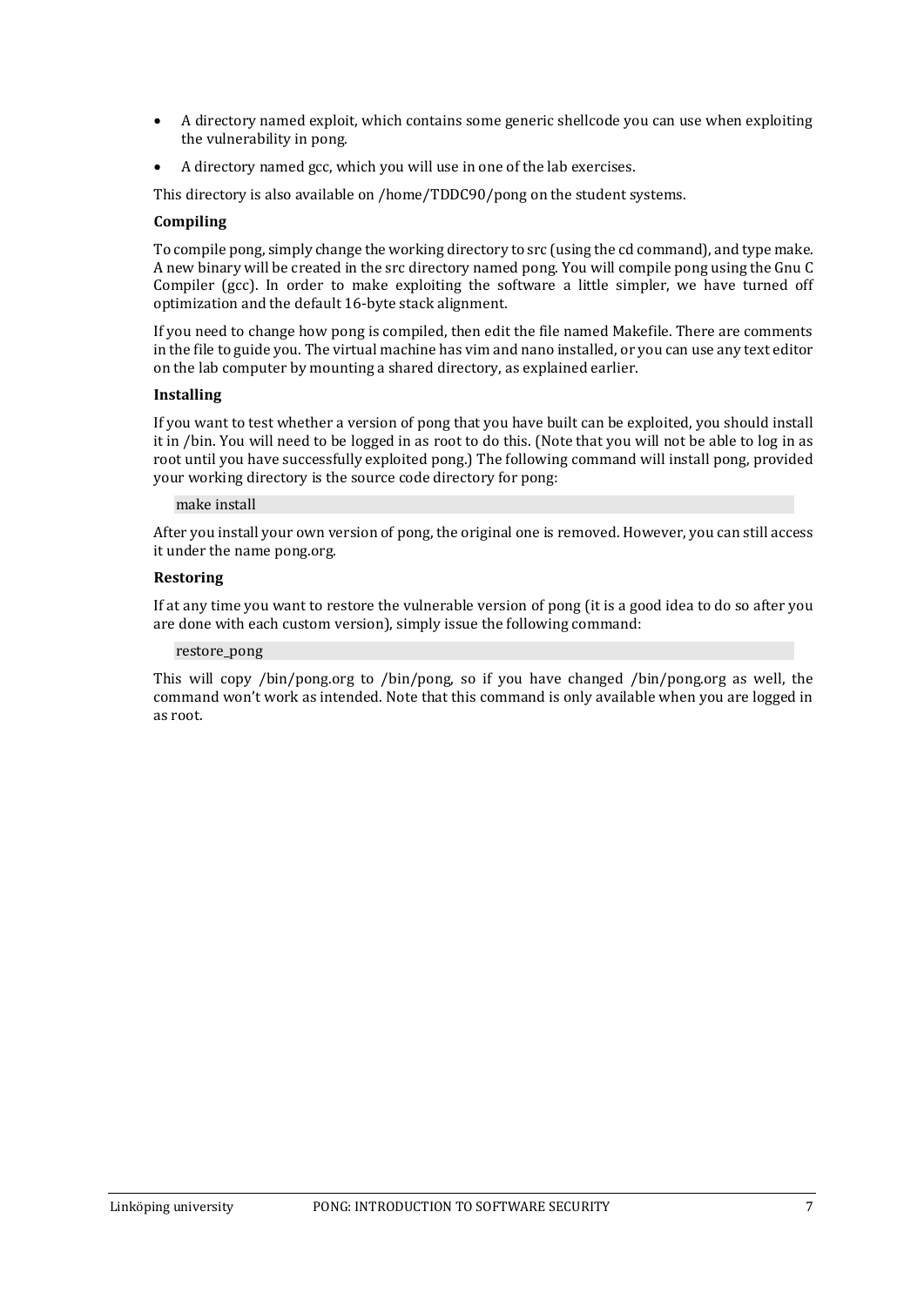- A directory named exploit, which contains some generic shellcode you can use when exploiting the vulnerability in pong.
- A directory named gcc, which you will use in one of the lab exercises.

This directory is also available on /home/TDDC90/pong on the student systems.

**Compiling**

To compile pong, simply change the working directory to src (using the cd command), and type make. A new binary will be created in the src directory named pong. You will compile pong using the Gnu C Compiler (gcc). In order to make exploiting the software a little simpler, we have turned off optimization and the default 16-byte stack alignment.

If you need to change how pong is compiled, then edit the file named Makefile. There are comments in the file to guide you. The virtual machine has vim and nano installed, or you can use any text editor on the lab computer by mounting a shared directory, as explained earlier.

**Installing**

If you want to test whether a version of pong that you have built can be exploited, you should install it in /bin. You will need to be logged in as root to do this. (Note that you will not be able to log in as root until you have successfully exploited pong.) The following command will install pong, provided your working directory is the source code directory for pong:

```
make install
```

After you install your own version of pong, the original one is removed. However, you can still access it under the name pong.org.

**Restoring**

If at any time you want to restore the vulnerable version of pong (it is a good idea to do so after you are done with each custom version), simply issue the following command:

```
restore_pong
```

This will copy /bin/pong.org to /bin/pong, so if you have changed /bin/pong.org as well, the command won't work as intended. Note that this command is only available when you are logged in as root.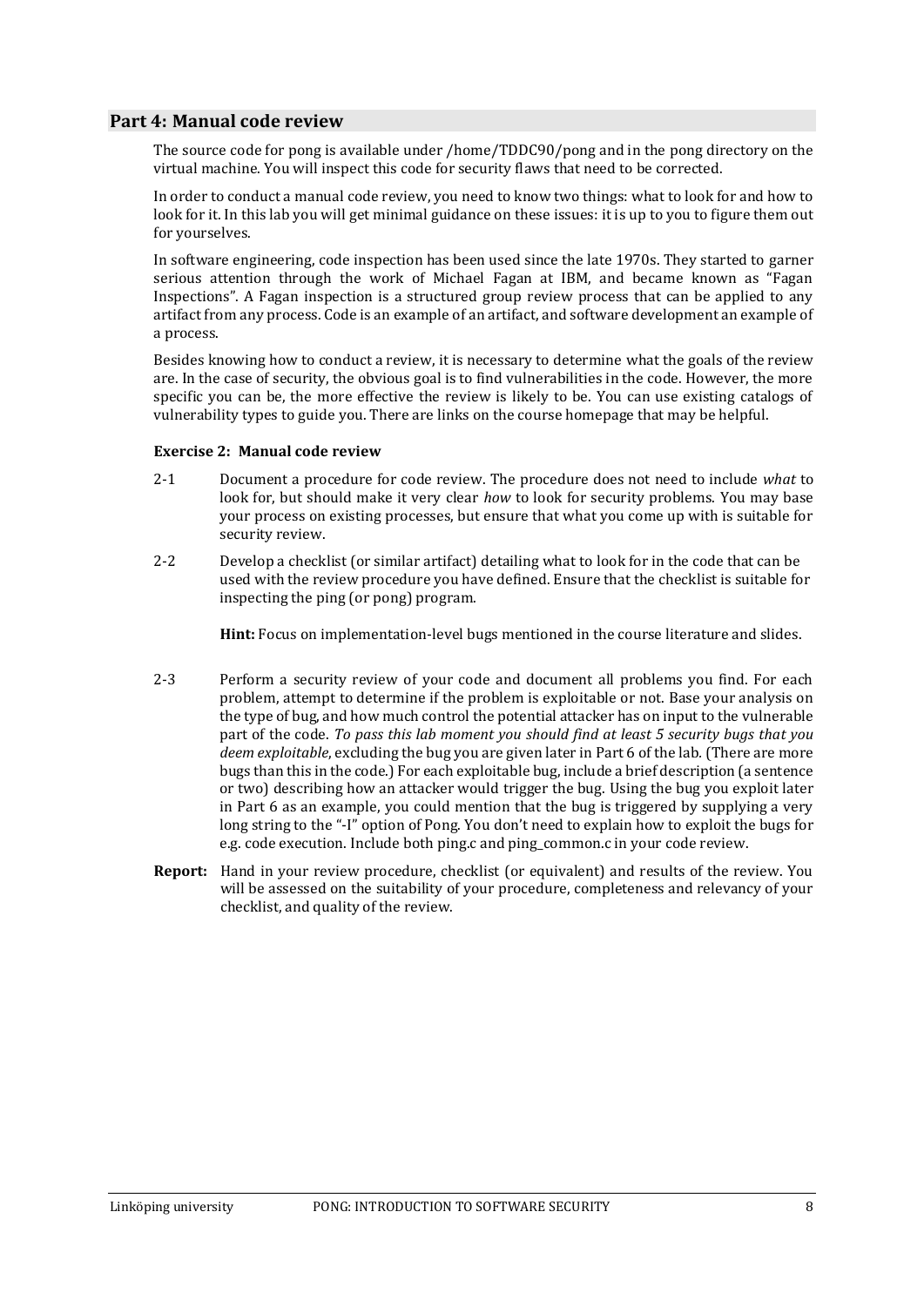## Part 4: Manual code review

The source code for pong is available under /home/TDDC90/pong and in the pong directory on the virtual machine. You will inspect this code for security flaws that need to be corrected.

In order to conduct a manual code review, you need to know two things: what to look for and how to look for it. In this lab you will get minimal guidance on these issues: it is up to you to figure them out for yourselves.

In software engineering, code inspection has been used since the late 1970s. They started to garner serious attention through the work of Michael Fagan at IBM, and became known as "Fagan Inspections". A Fagan inspection is a structured group review process that can be applied to any artifact from any process. Code is an example of an artifact, and software development an example of a process.

Besides knowing how to conduct a review, it is necessary to determine what the goals of the review are. In the case of security, the obvious goal is to find vulnerabilities in the code. However, the more specific you can be, the more effective the review is likely to be. You can use existing catalogs of vulnerability types to guide you. There are links on the course homepage that may be helpful.

### Exercise 2: Manual code review

2-1 Document a procedure for code review. The procedure does not need to include *what* to look for, but should make it very clear *how* to look for security problems. You may base your process on existing processes, but ensure that what you come up with is suitable for security review.

2-2 Develop a checklist (or similar artifact) detailing what to look for in the code that can be used with the review procedure you have defined. Ensure that the checklist is suitable for inspecting the ping (or pong) program.

**Hint:** Focus on implementation-level bugs mentioned in the course literature and slides.

2-3 Perform a security review of your code and document all problems you find. For each problem, attempt to determine if the problem is exploitable or not. Base your analysis on the type of bug, and how much control the potential attacker has on input to the vulnerable part of the code. *To pass this lab moment you should find at least 5 security bugs that you deem exploitable*, excluding the bug you are given later in Part 6 of the lab. (There are more bugs than this in the code.) For each exploitable bug, include a brief description (a sentence or two) describing how an attacker would trigger the bug. Using the bug you exploit later in Part 6 as an example, you could mention that the bug is triggered by supplying a very long string to the "-I" option of Pong. You don't need to explain how to exploit the bugs for e.g. code execution. Include both ping.c and ping_common.c in your code review.

**Report:** Hand in your review procedure, checklist (or equivalent) and results of the review. You will be assessed on the suitability of your procedure, completeness and relevancy of your checklist, and quality of the review.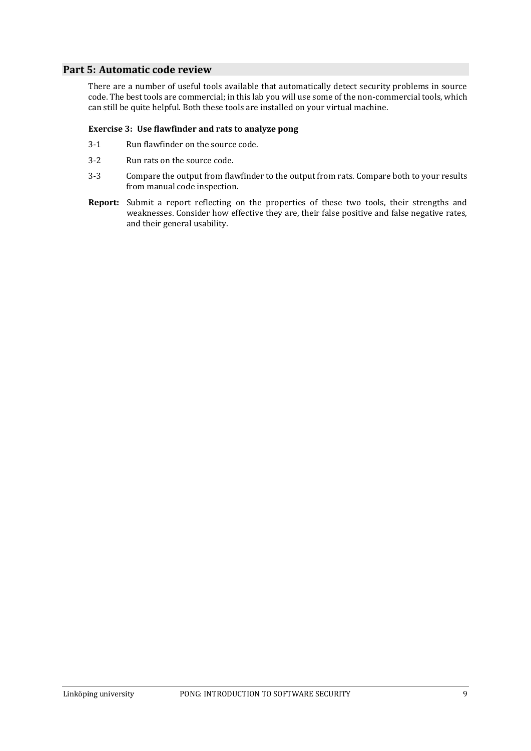## Part 5: Automatic code review

There are a number of useful tools available that automatically detect security problems in source code. The best tools are commercial; in this lab you will use some of the non-commercial tools, which can still be quite helpful. Both these tools are installed on your virtual machine.

**Exercise 3: Use flawfinder and rats to analyze pong**

3-1 Run flawfinder on the source code.

3-2 Run rats on the source code.

3-3 Compare the output from flawfinder to the output from rats. Compare both to your results from manual code inspection.

**Report:** Submit a report reflecting on the properties of these two tools, their strengths and weaknesses. Consider how effective they are, their false positive and false negative rates, and their general usability.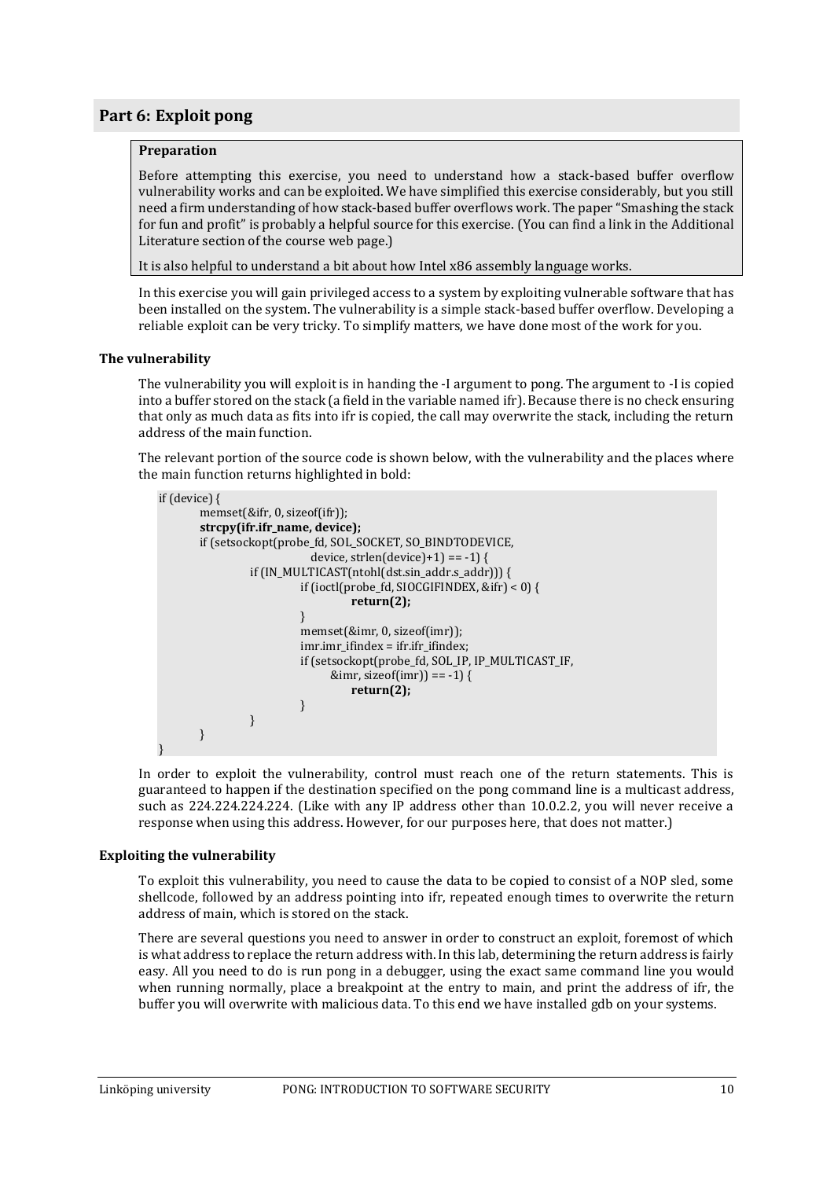## Part 6: Exploit pong

**Preparation**

Before attempting this exercise, you need to understand how a stack-based buffer overflow vulnerability works and can be exploited. We have simplified this exercise considerably, but you still need a firm understanding of how stack-based buffer overflows work. The paper "Smashing the stack for fun and profit" is probably a helpful source for this exercise. (You can find a link in the Additional Literature section of the course web page.)

It is also helpful to understand a bit about how Intel x86 assembly language works.

In this exercise you will gain privileged access to a system by exploiting vulnerable software that has been installed on the system. The vulnerability is a simple stack-based buffer overflow. Developing a reliable exploit can be very tricky. To simplify matters, we have done most of the work for you.

#### The vulnerability

The vulnerability you will exploit is in handing the -I argument to pong. The argument to -I is copied into a buffer stored on the stack (a field in the variable named ifr). Because there is no check ensuring that only as much data as fits into ifr is copied, the call may overwrite the stack, including the return address of the main function.

The relevant portion of the source code is shown below, with the vulnerability and the places where the main function returns highlighted in bold:

```
if (device) {
        memset(&ifr, 0, sizeof(ifr));
        strcpy(ifr.ifr_name, device);
        if (setsockopt(probe_fd, SOL_SOCKET, SO_BINDTODEVICE,
                               device, strlen(device)+1) == -1) {
                if (IN_MULTICAST(ntohl(dst.sin_addr.s_addr))) {
                        if (ioctl(probe_fd, SIOCGIFINDEX, &ifr) < 0) {
                                return(2);
                        }
                        memset(&imr, 0, sizeof(imr));
                        imr.imr_ifindex = ifr.ifr_ifindex;
                        if (setsockopt(probe_fd, SOL_IP, IP_MULTICAST_IF,
                               &imr, sizeof(imr)) == -1) {
                                return(2);
                        }
                }
        }
}
```

In order to exploit the vulnerability, control must reach one of the return statements. This is guaranteed to happen if the destination specified on the pong command line is a multicast address, such as 224.224.224.224. (Like with any IP address other than 10.0.2.2, you will never receive a response when using this address. However, for our purposes here, that does not matter.)

#### Exploiting the vulnerability

To exploit this vulnerability, you need to cause the data to be copied to consist of a NOP sled, some shellcode, followed by an address pointing into ifr, repeated enough times to overwrite the return address of main, which is stored on the stack.

There are several questions you need to answer in order to construct an exploit, foremost of which is what address to replace the return address with. In this lab, determining the return address is fairly easy. All you need to do is run pong in a debugger, using the exact same command line you would when running normally, place a breakpoint at the entry to main, and print the address of ifr, the buffer you will overwrite with malicious data. To this end we have installed gdb on your systems.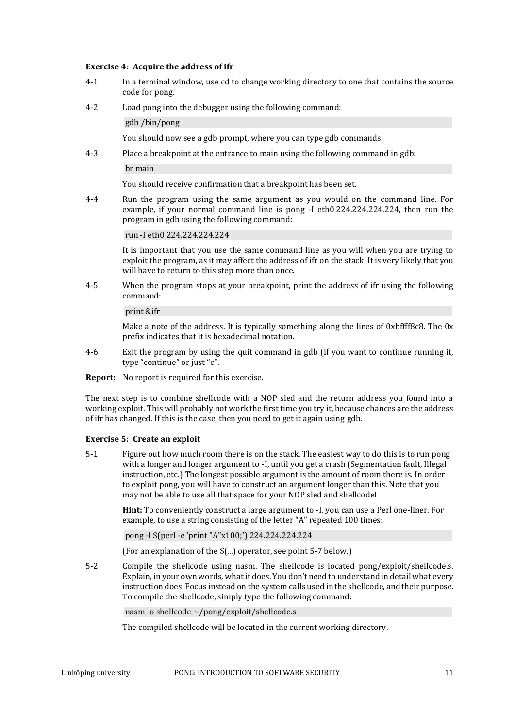**Exercise 4: Acquire the address of ifr**

4-1 In a terminal window, use cd to change working directory to one that contains the source code for pong.

4-2 Load pong into the debugger using the following command:

```
gdb /bin/pong
```

You should now see a gdb prompt, where you can type gdb commands.

4-3 Place a breakpoint at the entrance to main using the following command in gdb:

```
br main
```

You should receive confirmation that a breakpoint has been set.

4-4 Run the program using the same argument as you would on the command line. For example, if your normal command line is pong -I eth0 224.224.224.224, then run the program in gdb using the following command:

```
run -I eth0 224.224.224.224
```

It is important that you use the same command line as you will when you are trying to exploit the program, as it may affect the address of ifr on the stack. It is very likely that you will have to return to this step more than once.

4-5 When the program stops at your breakpoint, print the address of ifr using the following command:

```
print &ifr
```

Make a note of the address. It is typically something along the lines of 0xbffff8c8. The 0x prefix indicates that it is hexadecimal notation.

4-6 Exit the program by using the quit command in gdb (if you want to continue running it, type "continue" or just "c".

**Report:** No report is required for this exercise.

The next step is to combine shellcode with a NOP sled and the return address you found into a working exploit. This will probably not work the first time you try it, because chances are the address of ifr has changed. If this is the case, then you need to get it again using gdb.

**Exercise 5: Create an exploit**

5-1 Figure out how much room there is on the stack. The easiest way to do this is to run pong with a longer and longer argument to -I, until you get a crash (Segmentation fault, Illegal instruction, etc.) The longest possible argument is the amount of room there is. In order to exploit pong, you will have to construct an argument longer than this. Note that you may not be able to use all that space for your NOP sled and shellcode!

**Hint:** To conveniently construct a large argument to -I, you can use a Perl one-liner. For example, to use a string consisting of the letter "A" repeated 100 times:

```
pong -I $(perl -e 'print "A"x100;') 224.224.224.224
```

(For an explanation of the $(...) operator, see point 5-7 below.)

5-2 Compile the shellcode using nasm. The shellcode is located pong/exploit/shellcode.s. Explain, in your own words, what it does. You don't need to understand in detail what every instruction does. Focus instead on the system calls used in the shellcode, and their purpose. To compile the shellcode, simply type the following command:

```
nasm -o shellcode ~/pong/exploit/shellcode.s
```

The compiled shellcode will be located in the current working directory.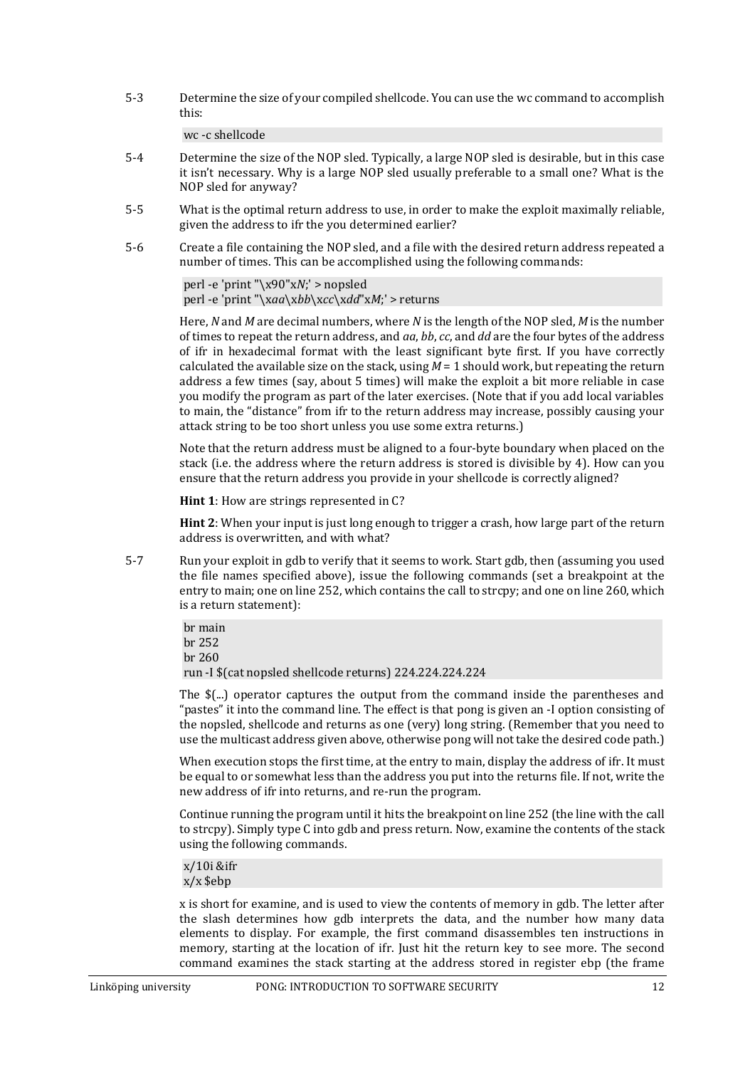5-3 Determine the size of your compiled shellcode. You can use the wc command to accomplish this:

```
wc -c shellcode
```

5-4 Determine the size of the NOP sled. Typically, a large NOP sled is desirable, but in this case it isn't necessary. Why is a large NOP sled usually preferable to a small one? What is the NOP sled for anyway?

5-5 What is the optimal return address to use, in order to make the exploit maximally reliable, given the address to ifr the you determined earlier?

5-6 Create a file containing the NOP sled, and a file with the desired return address repeated a number of times. This can be accomplished using the following commands:

```
perl -e 'print "\x90"xN;' > nopsled
perl -e 'print "\xaa\xbb\xcc\xdd"xM;' > returns
```

Here, *N* and *M* are decimal numbers, where *N* is the length of the NOP sled, *M* is the number of times to repeat the return address, and *aa*, *bb*, *cc*, and *dd* are the four bytes of the address of ifr in hexadecimal format with the least significant byte first. If you have correctly calculated the available size on the stack, using *M* = 1 should work, but repeating the return address a few times (say, about 5 times) will make the exploit a bit more reliable in case you modify the program as part of the later exercises. (Note that if you add local variables to main, the "distance" from ifr to the return address may increase, possibly causing your attack string to be too short unless you use some extra returns.)

Note that the return address must be aligned to a four-byte boundary when placed on the stack (i.e. the address where the return address is stored is divisible by 4). How can you ensure that the return address you provide in your shellcode is correctly aligned?

**Hint 1**: How are strings represented in C?

**Hint 2**: When your input is just long enough to trigger a crash, how large part of the return address is overwritten, and with what?

5-7 Run your exploit in gdb to verify that it seems to work. Start gdb, then (assuming you used the file names specified above), issue the following commands (set a breakpoint at the entry to main; one on line 252, which contains the call to strcpy; and one on line 260, which is a return statement):

```
br main
br 252
br 260
run -I $(cat nopsled shellcode returns) 224.224.224.224
```

The $(...) operator captures the output from the command inside the parentheses and "pastes" it into the command line. The effect is that pong is given an -I option consisting of the nopsled, shellcode and returns as one (very) long string. (Remember that you need to use the multicast address given above, otherwise pong will not take the desired code path.)

When execution stops the first time, at the entry to main, display the address of ifr. It must be equal to or somewhat less than the address you put into the returns file. If not, write the new address of ifr into returns, and re-run the program.

Continue running the program until it hits the breakpoint on line 252 (the line with the call to strcpy). Simply type C into gdb and press return. Now, examine the contents of the stack using the following commands.

```
x/10i &ifr
x/x $ebp
```

x is short for examine, and is used to view the contents of memory in gdb. The letter after the slash determines how gdb interprets the data, and the number how many data elements to display. For example, the first command disassembles ten instructions in memory, starting at the location of ifr. Just hit the return key to see more. The second command examines the stack starting at the address stored in register ebp (the frame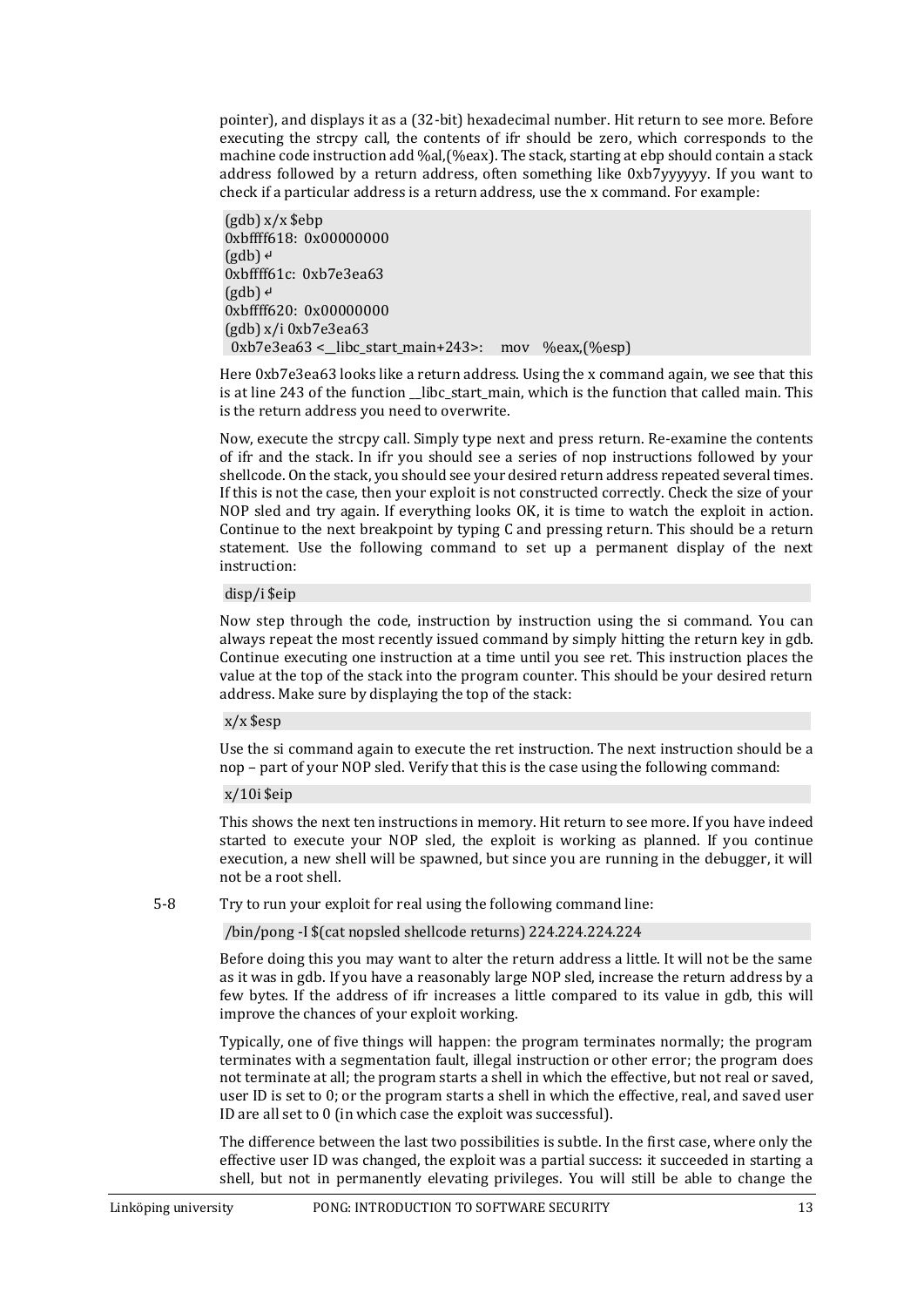pointer), and displays it as a (32-bit) hexadecimal number. Hit return to see more. Before executing the strcpy call, the contents of ifr should be zero, which corresponds to the machine code instruction add %al,(%eax). The stack, starting at ebp should contain a stack address followed by a return address, often something like 0xb7yyyyyy. If you want to check if a particular address is a return address, use the x command. For example:

```
(gdb) x/x $ebp
0xbffff618: 0x00000000
(gdb) ↵
0xbffff61c: 0xb7e3ea63
(gdb) ↵
0xbffff620: 0x00000000
(gdb) x/i 0xb7e3ea63
 0xb7e3ea63 <__libc_start_main+243>:    mov    %eax,(%esp)
```

Here 0xb7e3ea63 looks like a return address. Using the x command again, we see that this is at line 243 of the function __libc_start_main, which is the function that called main. This is the return address you need to overwrite.

Now, execute the strcpy call. Simply type next and press return. Re-examine the contents of ifr and the stack. In ifr you should see a series of nop instructions followed by your shellcode. On the stack, you should see your desired return address repeated several times. If this is not the case, then your exploit is not constructed correctly. Check the size of your NOP sled and try again. If everything looks OK, it is time to watch the exploit in action. Continue to the next breakpoint by typing C and pressing return. This should be a return statement. Use the following command to set up a permanent display of the next instruction:

```
disp/i $eip
```

Now step through the code, instruction by instruction using the si command. You can always repeat the most recently issued command by simply hitting the return key in gdb. Continue executing one instruction at a time until you see ret. This instruction places the value at the top of the stack into the program counter. This should be your desired return address. Make sure by displaying the top of the stack:

```
x/x $esp
```

Use the si command again to execute the ret instruction. The next instruction should be a nop – part of your NOP sled. Verify that this is the case using the following command:

```
x/10i $eip
```

This shows the next ten instructions in memory. Hit return to see more. If you have indeed started to execute your NOP sled, the exploit is working as planned. If you continue execution, a new shell will be spawned, but since you are running in the debugger, it will not be a root shell.

5-8 Try to run your exploit for real using the following command line:

```
/bin/pong -I $(cat nopsled shellcode returns) 224.224.224.224
```

Before doing this you may want to alter the return address a little. It will not be the same as it was in gdb. If you have a reasonably large NOP sled, increase the return address by a few bytes. If the address of ifr increases a little compared to its value in gdb, this will improve the chances of your exploit working.

Typically, one of five things will happen: the program terminates normally; the program terminates with a segmentation fault, illegal instruction or other error; the program does not terminate at all; the program starts a shell in which the effective, but not real or saved, user ID is set to 0; or the program starts a shell in which the effective, real, and saved user ID are all set to 0 (in which case the exploit was successful).

The difference between the last two possibilities is subtle. In the first case, where only the effective user ID was changed, the exploit was a partial success: it succeeded in starting a shell, but not in permanently elevating privileges. You will still be able to change the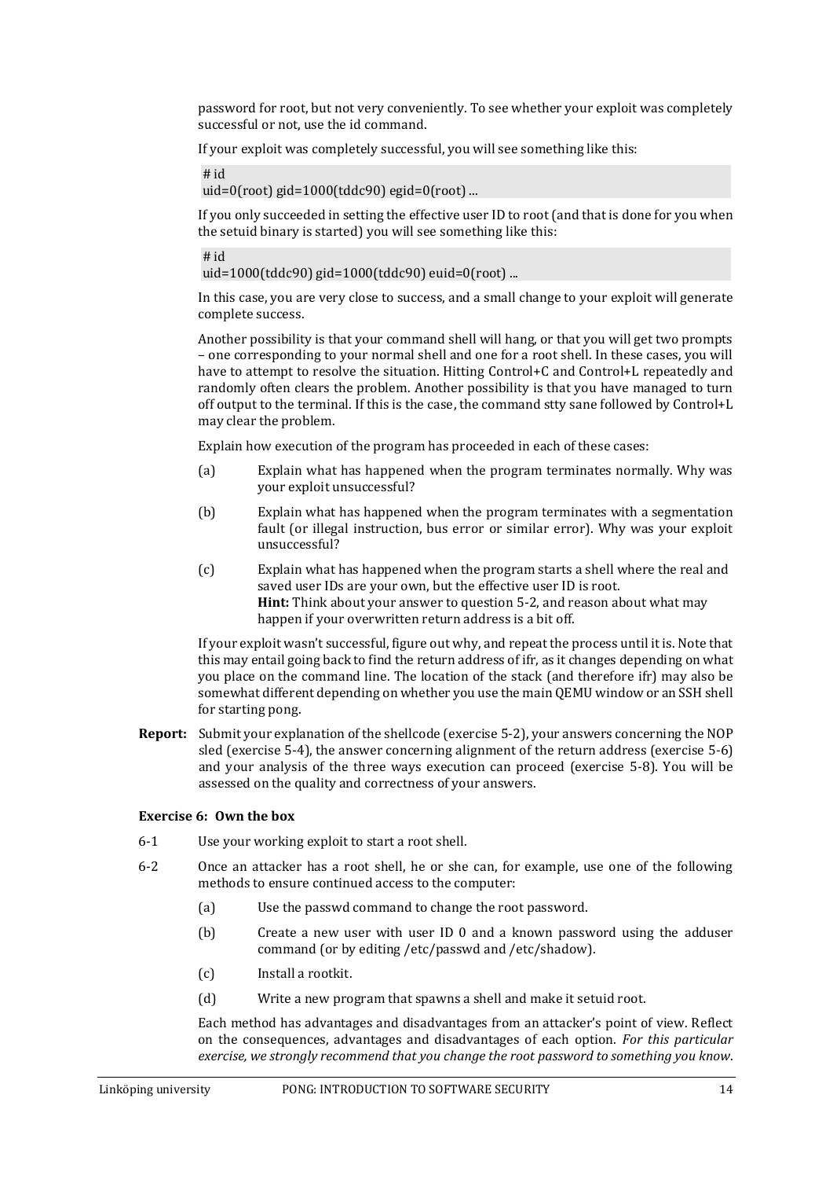password for root, but not very conveniently. To see whether your exploit was completely successful or not, use the id command.

If your exploit was completely successful, you will see something like this:

```
# id
uid=0(root) gid=1000(tddc90) egid=0(root) ...
```

If you only succeeded in setting the effective user ID to root (and that is done for you when the setuid binary is started) you will see something like this:

```
# id
uid=1000(tddc90) gid=1000(tddc90) euid=0(root) ...
```

In this case, you are very close to success, and a small change to your exploit will generate complete success.

Another possibility is that your command shell will hang, or that you will get two prompts – one corresponding to your normal shell and one for a root shell. In these cases, you will have to attempt to resolve the situation. Hitting Control+C and Control+L repeatedly and randomly often clears the problem. Another possibility is that you have managed to turn off output to the terminal. If this is the case, the command stty sane followed by Control+L may clear the problem.

Explain how execution of the program has proceeded in each of these cases:

(a) Explain what has happened when the program terminates normally. Why was your exploit unsuccessful?

(b) Explain what has happened when the program terminates with a segmentation fault (or illegal instruction, bus error or similar error). Why was your exploit unsuccessful?

(c) Explain what has happened when the program starts a shell where the real and saved user IDs are your own, but the effective user ID is root.
**Hint:** Think about your answer to question 5-2, and reason about what may happen if your overwritten return address is a bit off.

If your exploit wasn't successful, figure out why, and repeat the process until it is. Note that this may entail going back to find the return address of ifr, as it changes depending on what you place on the command line. The location of the stack (and therefore ifr) may also be somewhat different depending on whether you use the main QEMU window or an SSH shell for starting pong.

**Report:** Submit your explanation of the shellcode (exercise 5-2), your answers concerning the NOP sled (exercise 5-4), the answer concerning alignment of the return address (exercise 5-6) and your analysis of the three ways execution can proceed (exercise 5-8). You will be assessed on the quality and correctness of your answers.

### Exercise 6: Own the box

6-1 Use your working exploit to start a root shell.

6-2 Once an attacker has a root shell, he or she can, for example, use one of the following methods to ensure continued access to the computer:

(a) Use the passwd command to change the root password.

(b) Create a new user with user ID 0 and a known password using the adduser command (or by editing /etc/passwd and /etc/shadow).

(c) Install a rootkit.

(d) Write a new program that spawns a shell and make it setuid root.

Each method has advantages and disadvantages from an attacker's point of view. Reflect on the consequences, advantages and disadvantages of each option. *For this particular exercise, we strongly recommend that you change the root password to something you know.*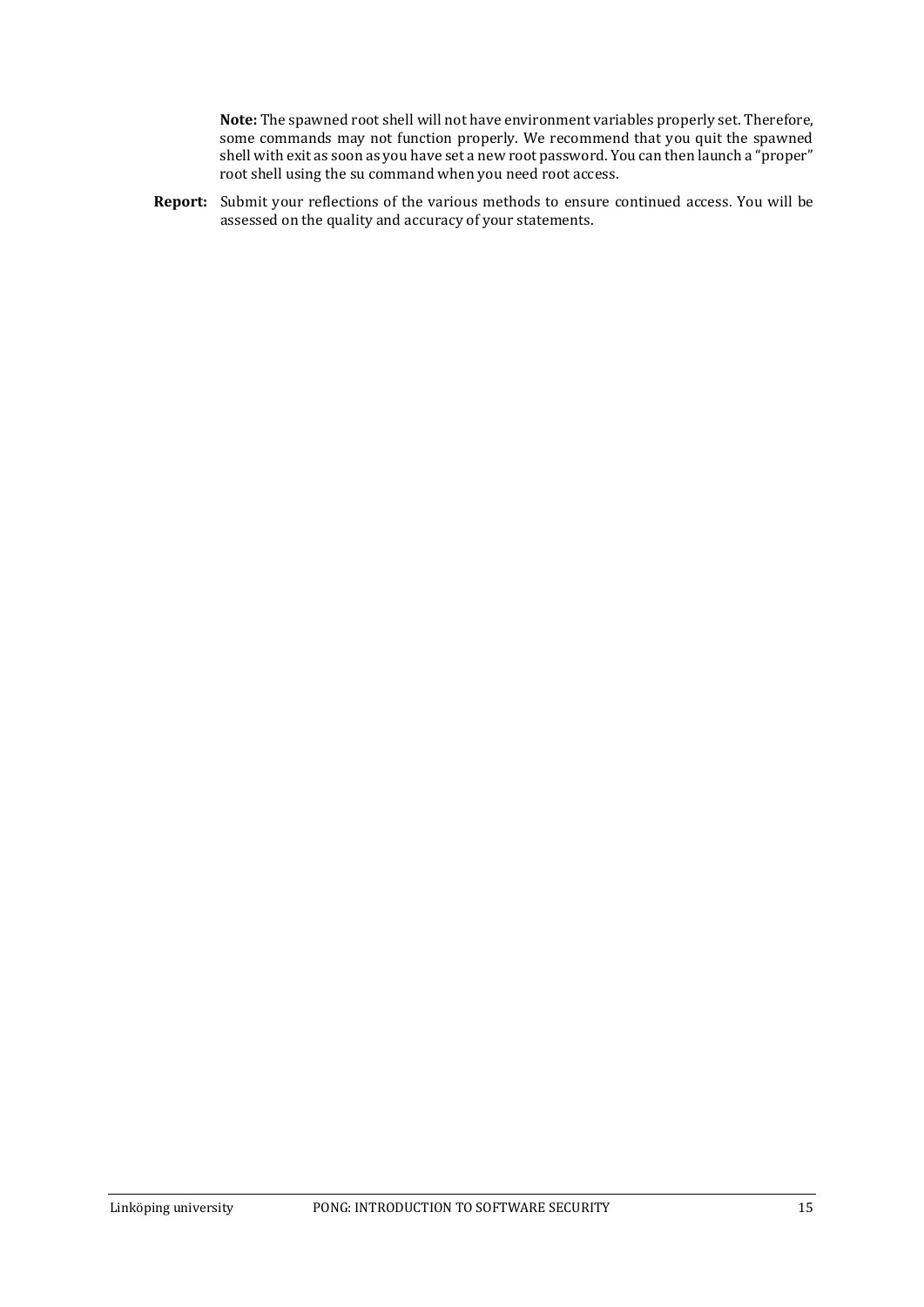**Note:** The spawned root shell will not have environment variables properly set. Therefore, some commands may not function properly. We recommend that you quit the spawned shell with exit as soon as you have set a new root password. You can then launch a "proper" root shell using the su command when you need root access.

**Report:** Submit your reflections of the various methods to ensure continued access. You will be assessed on the quality and accuracy of your statements.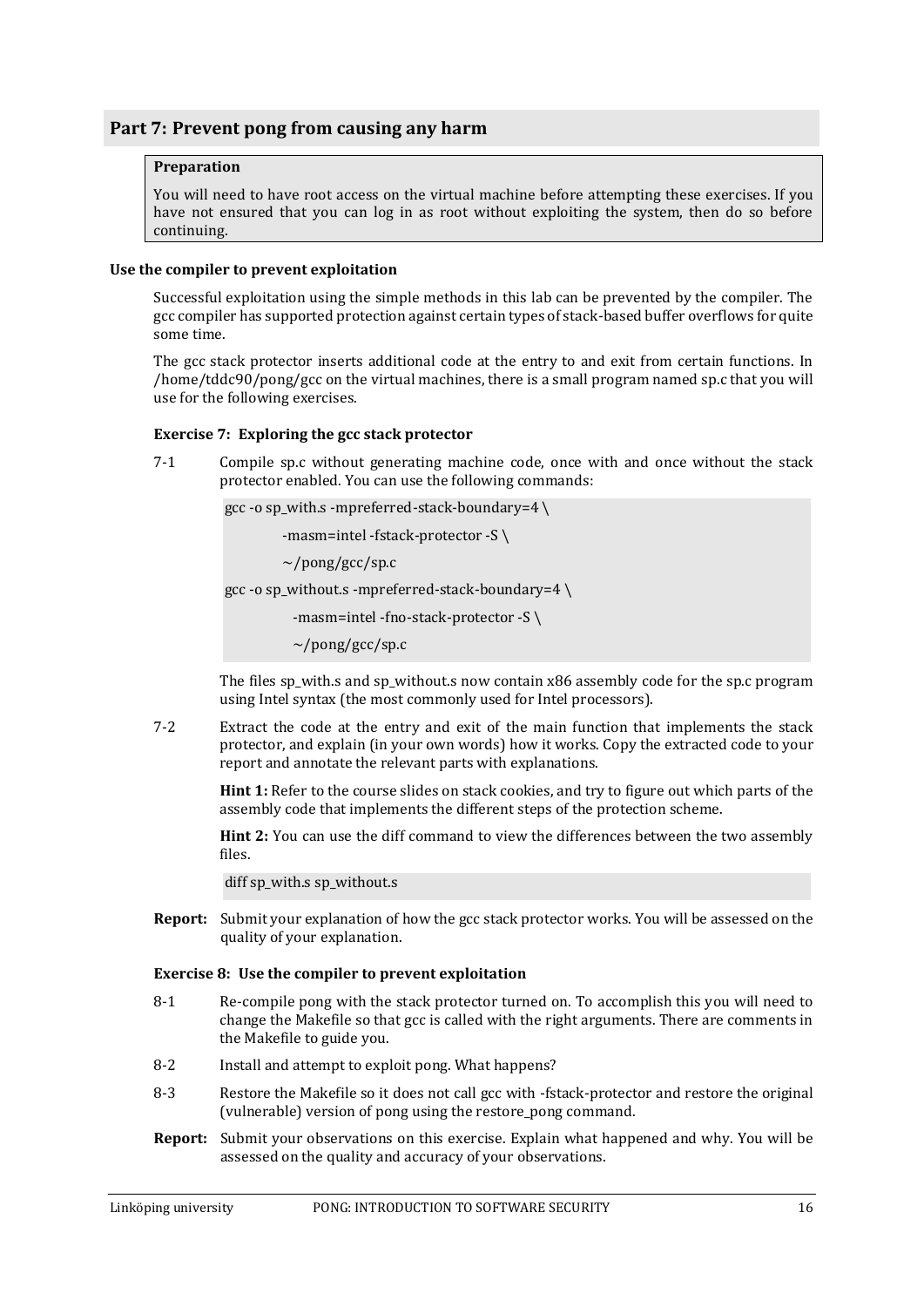## Part 7: Prevent pong from causing any harm

**Preparation**

You will need to have root access on the virtual machine before attempting these exercises. If you have not ensured that you can log in as root without exploiting the system, then do so before continuing.

**Use the compiler to prevent exploitation**

Successful exploitation using the simple methods in this lab can be prevented by the compiler. The gcc compiler has supported protection against certain types of stack-based buffer overflows for quite some time.

The gcc stack protector inserts additional code at the entry to and exit from certain functions. In /home/tddc90/pong/gcc on the virtual machines, there is a small program named sp.c that you will use for the following exercises.

**Exercise 7: Exploring the gcc stack protector**

7-1 Compile sp.c without generating machine code, once with and once without the stack protector enabled. You can use the following commands:

```
gcc -o sp_with.s -mpreferred-stack-boundary=4 \
        -masm=intel -fstack-protector -S \
        ~/pong/gcc/sp.c
gcc -o sp_without.s -mpreferred-stack-boundary=4 \
         -masm=intel -fno-stack-protector -S \
         ~/pong/gcc/sp.c
```

The files sp_with.s and sp_without.s now contain x86 assembly code for the sp.c program using Intel syntax (the most commonly used for Intel processors).

7-2 Extract the code at the entry and exit of the main function that implements the stack protector, and explain (in your own words) how it works. Copy the extracted code to your report and annotate the relevant parts with explanations.

**Hint 1:** Refer to the course slides on stack cookies, and try to figure out which parts of the assembly code that implements the different steps of the protection scheme.

**Hint 2:** You can use the diff command to view the differences between the two assembly files.

```
diff sp_with.s sp_without.s
```

**Report:** Submit your explanation of how the gcc stack protector works. You will be assessed on the quality of your explanation.

**Exercise 8: Use the compiler to prevent exploitation**

8-1 Re-compile pong with the stack protector turned on. To accomplish this you will need to change the Makefile so that gcc is called with the right arguments. There are comments in the Makefile to guide you.

8-2 Install and attempt to exploit pong. What happens?

8-3 Restore the Makefile so it does not call gcc with -fstack-protector and restore the original (vulnerable) version of pong using the restore_pong command.

**Report:** Submit your observations on this exercise. Explain what happened and why. You will be assessed on the quality and accuracy of your observations.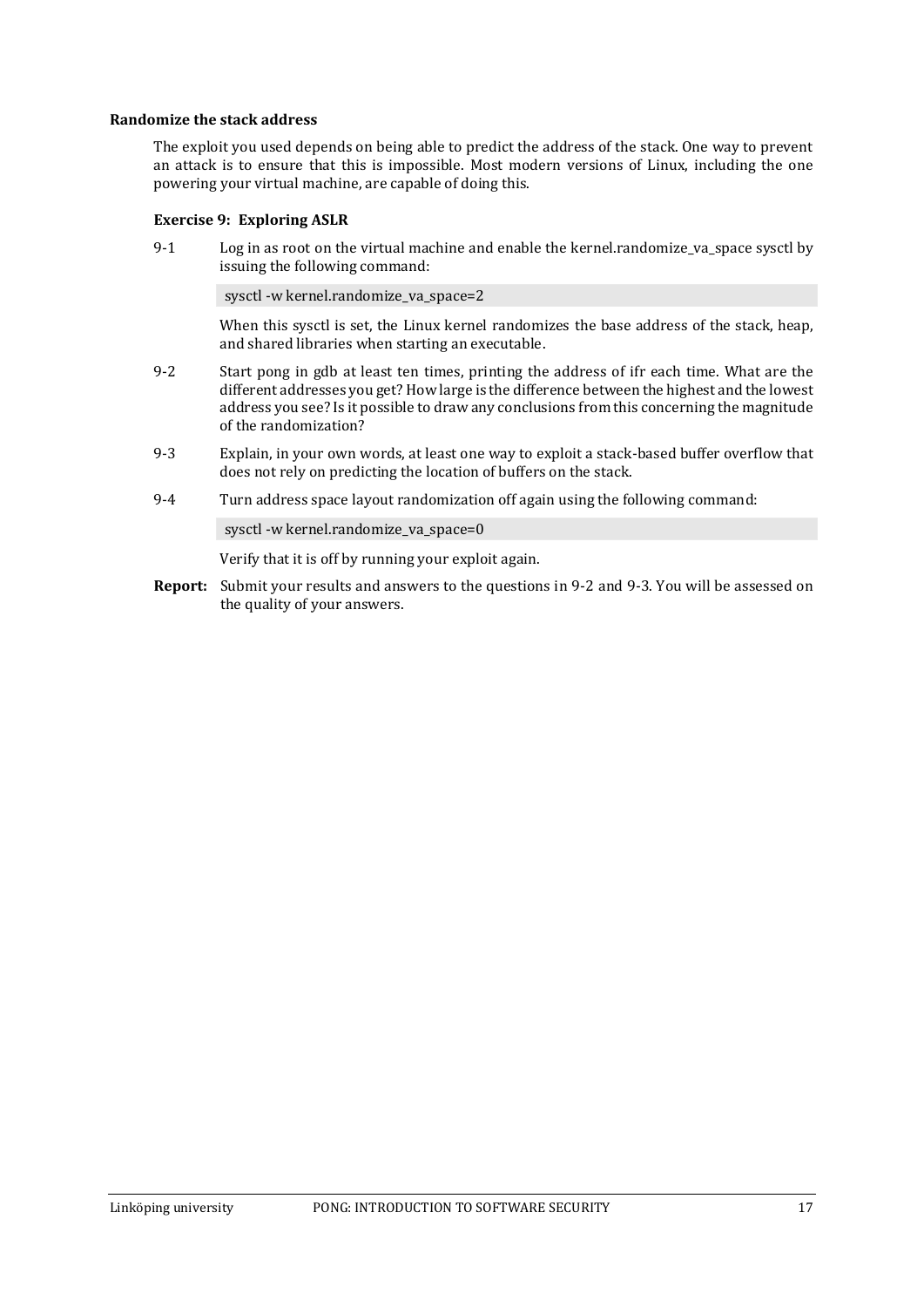**Randomize the stack address**

The exploit you used depends on being able to predict the address of the stack. One way to prevent an attack is to ensure that this is impossible. Most modern versions of Linux, including the one powering your virtual machine, are capable of doing this.

**Exercise 9: Exploring ASLR**

9-1 Log in as root on the virtual machine and enable the kernel.randomize_va_space sysctl by issuing the following command:

```
sysctl -w kernel.randomize_va_space=2
```

When this sysctl is set, the Linux kernel randomizes the base address of the stack, heap, and shared libraries when starting an executable.

9-2 Start pong in gdb at least ten times, printing the address of ifr each time. What are the different addresses you get? How large is the difference between the highest and the lowest address you see? Is it possible to draw any conclusions from this concerning the magnitude of the randomization?

9-3 Explain, in your own words, at least one way to exploit a stack-based buffer overflow that does not rely on predicting the location of buffers on the stack.

9-4 Turn address space layout randomization off again using the following command:

```
sysctl -w kernel.randomize_va_space=0
```

Verify that it is off by running your exploit again.

**Report:** Submit your results and answers to the questions in 9-2 and 9-3. You will be assessed on the quality of your answers.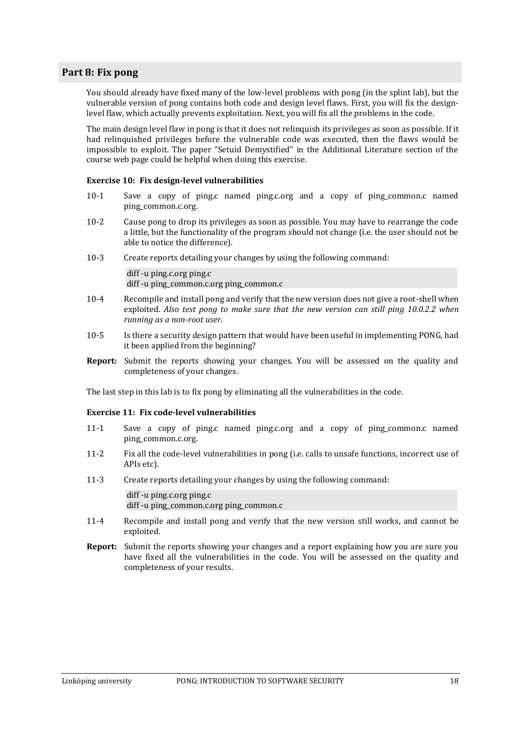## Part 8: Fix pong

You should already have fixed many of the low-level problems with pong (in the splint lab), but the vulnerable version of pong contains both code and design level flaws. First, you will fix the design-level flaw, which actually prevents exploitation. Next, you will fix all the problems in the code.

The main design level flaw in pong is that it does not relinquish its privileges as soon as possible. If it had relinquished privileges before the vulnerable code was executed, then the flaws would be impossible to exploit. The paper "Setuid Demystified" in the Additional Literature section of the course web page could be helpful when doing this exercise.

#### Exercise 10: Fix design-level vulnerabilities

- 10-1 Save a copy of ping.c named ping.c.org and a copy of ping_common.c named ping_common.c.org.
- 10-2 Cause pong to drop its privileges as soon as possible. You may have to rearrange the code a little, but the functionality of the program should not change (i.e. the user should not be able to notice the difference).
- 10-3 Create reports detailing your changes by using the following command:

```
diff -u ping.c.org ping.c
diff -u ping_common.c.org ping_common.c
```

- 10-4 Recompile and install pong and verify that the new version does not give a root-shell when exploited. *Also test pong to make sure that the new version can still ping 10.0.2.2 when running as a non-root user.*
- 10-5 Is there a security design pattern that would have been useful in implementing PONG, had it been applied from the beginning?

**Report:** Submit the reports showing your changes. You will be assessed on the quality and completeness of your changes.

The last step in this lab is to fix pong by eliminating all the vulnerabilities in the code.

#### Exercise 11: Fix code-level vulnerabilities

- 11-1 Save a copy of ping.c named ping.c.org and a copy of ping_common.c named ping_common.c.org.
- 11-2 Fix all the code-level vulnerabilities in pong (i.e. calls to unsafe functions, incorrect use of APIs etc).
- 11-3 Create reports detailing your changes by using the following command:

```
diff -u ping.c.org ping.c
diff -u ping_common.c.org ping_common.c
```

- 11-4 Recompile and install pong and verify that the new version still works, and cannot be exploited.

**Report:** Submit the reports showing your changes and a report explaining how you are sure you have fixed all the vulnerabilities in the code. You will be assessed on the quality and completeness of your results.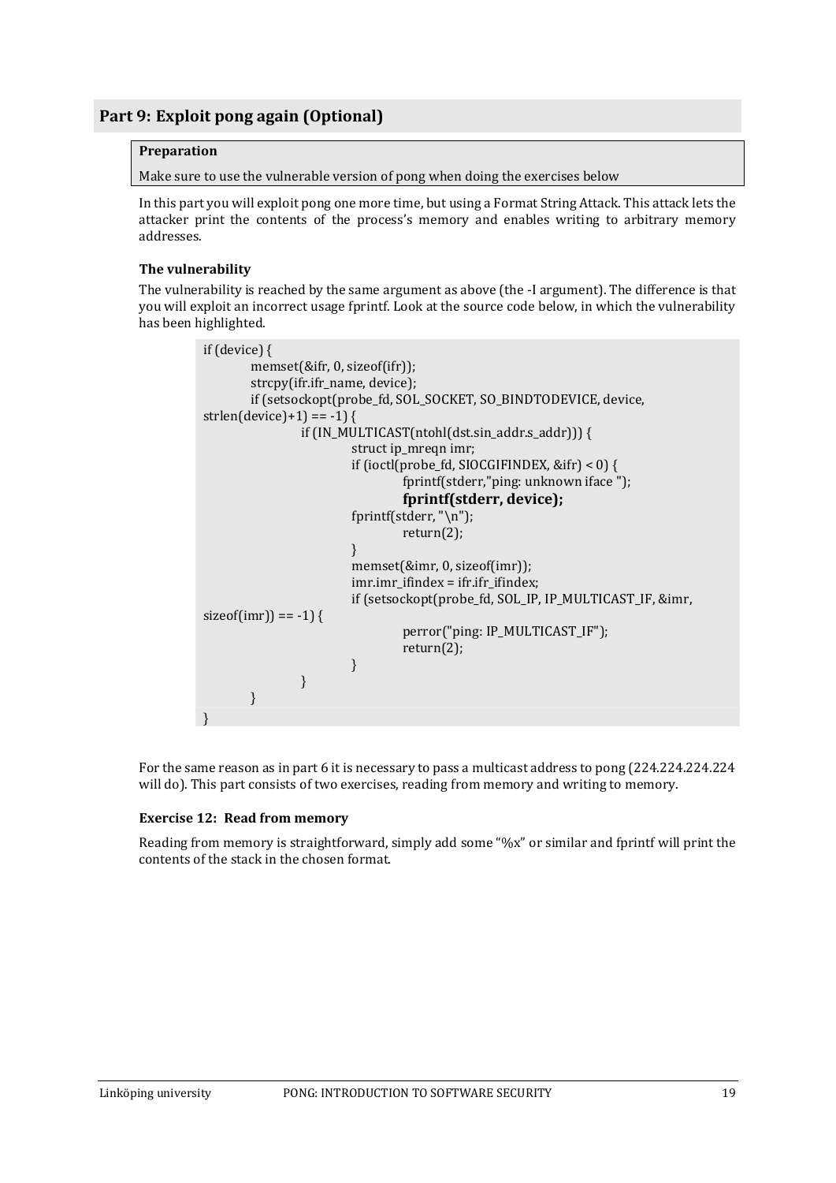## Part 9: Exploit pong again (Optional)

**Preparation**

Make sure to use the vulnerable version of pong when doing the exercises below

In this part you will exploit pong one more time, but using a Format String Attack. This attack lets the attacker print the contents of the process's memory and enables writing to arbitrary memory addresses.

### The vulnerability

The vulnerability is reached by the same argument as above (the -I argument). The difference is that you will exploit an incorrect usage fprintf. Look at the source code below, in which the vulnerability has been highlighted.

```
if (device) {
        memset(&ifr, 0, sizeof(ifr));
        strcpy(ifr.ifr_name, device);
        if (setsockopt(probe_fd, SOL_SOCKET, SO_BINDTODEVICE, device,
strlen(device)+1) == -1) {
                if (IN_MULTICAST(ntohl(dst.sin_addr.s_addr))) {
                        struct ip_mreqn imr;
                        if (ioctl(probe_fd, SIOCGIFINDEX, &ifr) < 0) {
                                fprintf(stderr,"ping: unknown iface ");
                                fprintf(stderr, device);
                        fprintf(stderr, "\n");
                                return(2);
                        }
                        memset(&imr, 0, sizeof(imr));
                        imr.imr_ifindex = ifr.ifr_ifindex;
                        if (setsockopt(probe_fd, SOL_IP, IP_MULTICAST_IF, &imr,
sizeof(imr)) == -1) {
                                perror("ping: IP_MULTICAST_IF");
                                return(2);
                        }
                }
        }
}
```

For the same reason as in part 6 it is necessary to pass a multicast address to pong (224.224.224.224 will do). This part consists of two exercises, reading from memory and writing to memory.

### Exercise 12: Read from memory

Reading from memory is straightforward, simply add some "%x" or similar and fprintf will print the contents of the stack in the chosen format.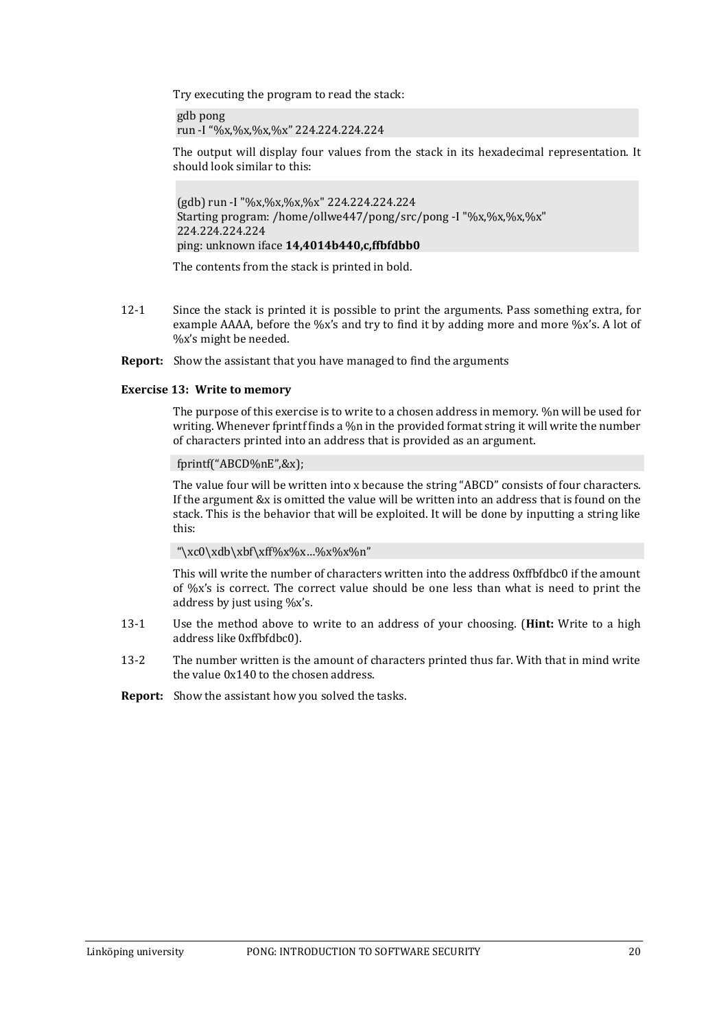Try executing the program to read the stack:

```
gdb pong
run -I "%x,%x,%x,%x" 224.224.224.224
```

The output will display four values from the stack in its hexadecimal representation. It should look similar to this:

```
(gdb) run -I "%x,%x,%x,%x" 224.224.224.224
Starting program: /home/ollwe447/pong/src/pong -I "%x,%x,%x,%x"
224.224.224.224
ping: unknown iface 14,4014b440,c,ffbfdbb0
```

The contents from the stack is printed in bold.

12-1 Since the stack is printed it is possible to print the arguments. Pass something extra, for example AAAA, before the %x's and try to find it by adding more and more %x's. A lot of %x's might be needed.

**Report:** Show the assistant that you have managed to find the arguments

**Exercise 13: Write to memory**

The purpose of this exercise is to write to a chosen address in memory. %n will be used for writing. Whenever fprintf finds a %n in the provided format string it will write the number of characters printed into an address that is provided as an argument.

```
fprintf("ABCD%nE",&x);
```

The value four will be written into x because the string "ABCD" consists of four characters. If the argument &x is omitted the value will be written into an address that is found on the stack. This is the behavior that will be exploited. It will be done by inputting a string like this:

```
"\xc0\xdb\xbf\xff%x%x…%x%x%n"
```

This will write the number of characters written into the address 0xffbfdbc0 if the amount of %x's is correct. The correct value should be one less than what is need to print the address by just using %x's.

13-1 Use the method above to write to an address of your choosing. (**Hint:** Write to a high address like 0xffbfdbc0).

13-2 The number written is the amount of characters printed thus far. With that in mind write the value 0x140 to the chosen address.

**Report:** Show the assistant how you solved the tasks.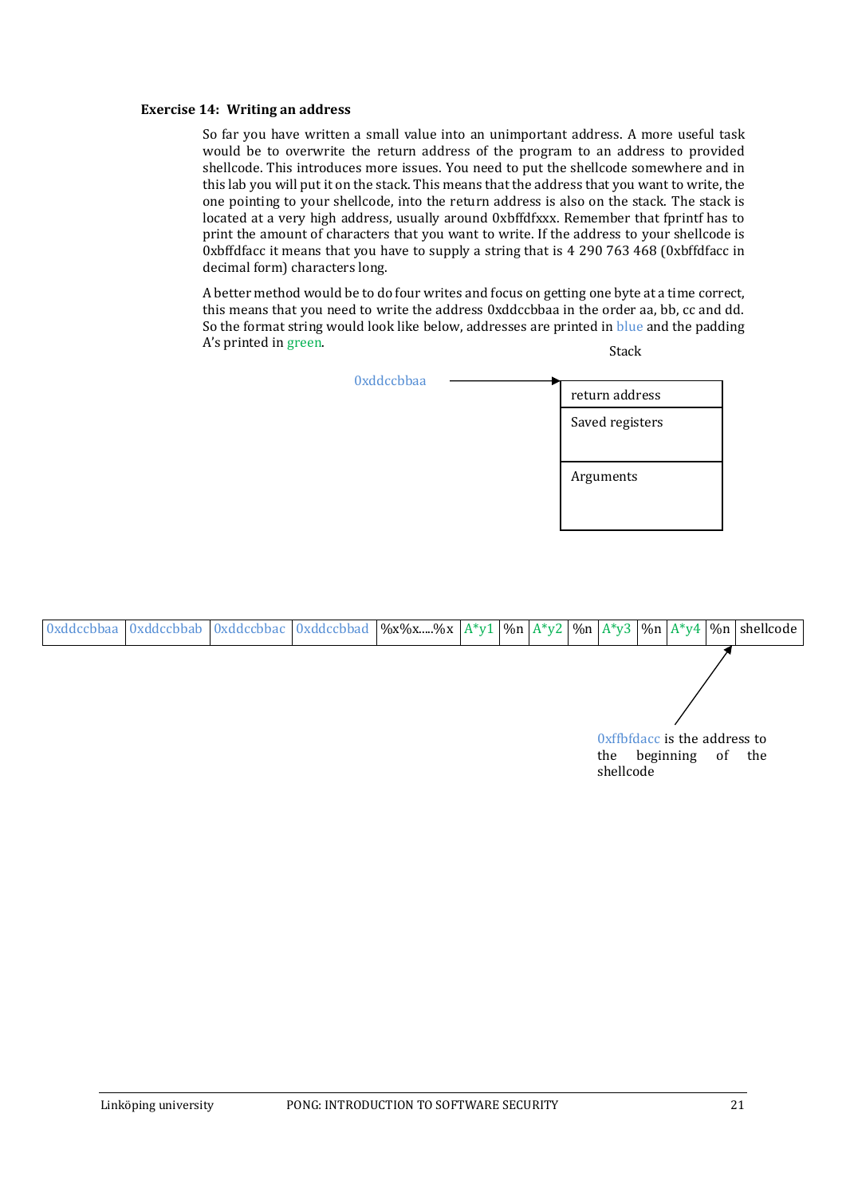### Exercise 14: Writing an address

So far you have written a small value into an unimportant address. A more useful task would be to overwrite the return address of the program to an address to provided shellcode. This introduces more issues. You need to put the shellcode somewhere and in this lab you will put it on the stack. This means that the address that you want to write, the one pointing to your shellcode, into the return address is also on the stack. The stack is located at a very high address, usually around 0xbffdfxxx. Remember that fprintf has to print the amount of characters that you want to write. If the address to your shellcode is 0xbffdfacc it means that you have to supply a string that is 4 290 763 468 (0xbffdfacc in decimal form) characters long.

A better method would be to do four writes and focus on getting one byte at a time correct, this means that you need to write the address 0xddccbbaa in the order aa, bb, cc and dd. So the format string would look like below, addresses are printed in blue and the padding A's printed in green.

Stack

0xddccbbaa → 

| return address |
|---|
| Saved registers |
| Arguments |

| 0xddccbbaa | 0xddccbbab | 0xddccbbac | 0xddccbbad | %x%x.....%x | A*y1 | %n | A*y2 | %n | A*y3 | %n | A*y4 | %n | shellcode |
|---|---|---|---|---|---|---|---|---|---|---|---|---|---|

0xffbfdacc is the address to the beginning of the shellcode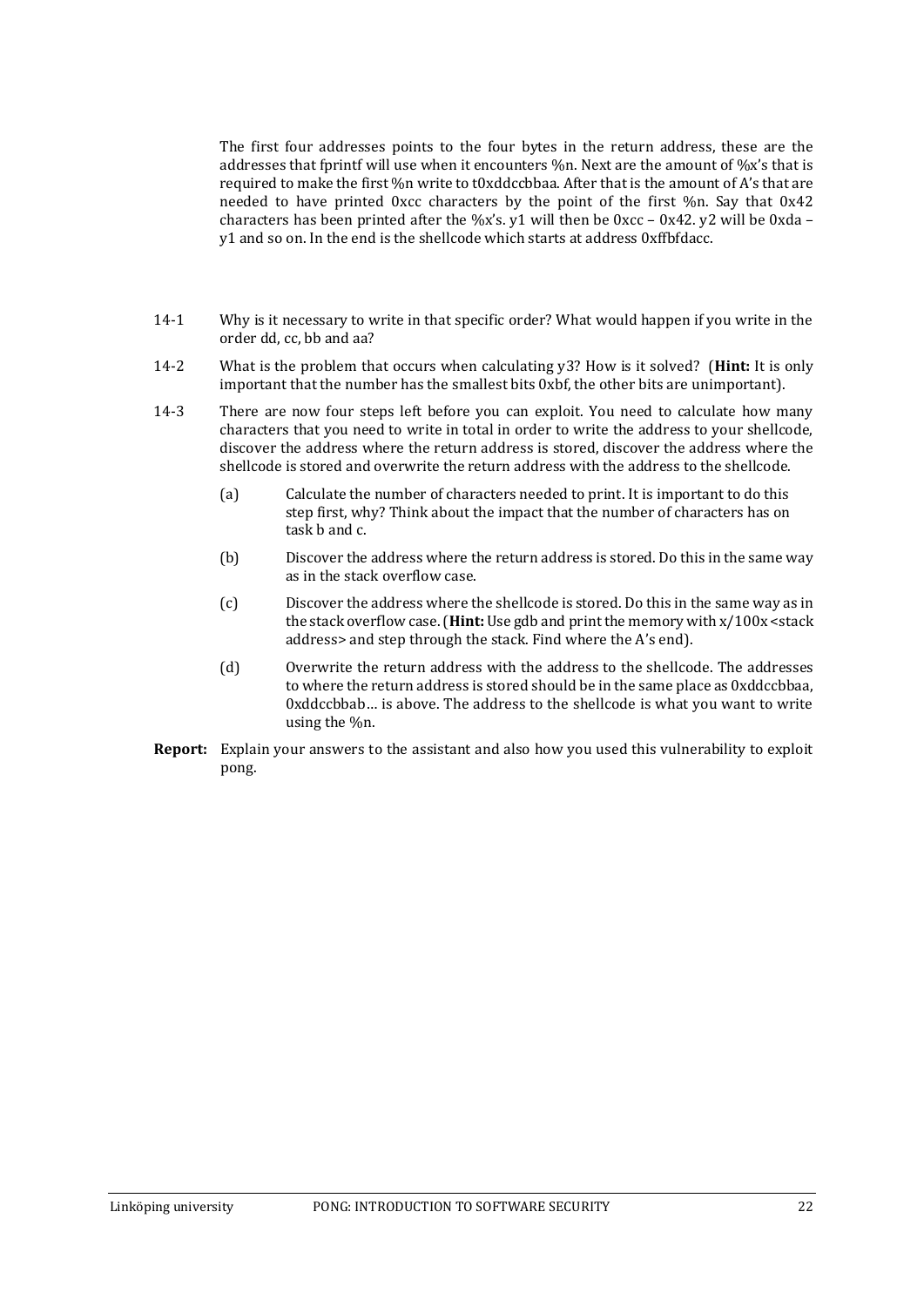The first four addresses points to the four bytes in the return address, these are the addresses that fprintf will use when it encounters %n. Next are the amount of %x's that is required to make the first %n write to t0xddccbbaa. After that is the amount of A's that are needed to have printed 0xcc characters by the point of the first %n. Say that 0x42 characters has been printed after the %x's. y1 will then be 0xcc – 0x42. y2 will be 0xda – y1 and so on. In the end is the shellcode which starts at address 0xffbfdacc.

14-1 Why is it necessary to write in that specific order? What would happen if you write in the order dd, cc, bb and aa?

14-2 What is the problem that occurs when calculating y3? How is it solved? (**Hint:** It is only important that the number has the smallest bits 0xbf, the other bits are unimportant).

14-3 There are now four steps left before you can exploit. You need to calculate how many characters that you need to write in total in order to write the address to your shellcode, discover the address where the return address is stored, discover the address where the shellcode is stored and overwrite the return address with the address to the shellcode.

- (a) Calculate the number of characters needed to print. It is important to do this step first, why? Think about the impact that the number of characters has on task b and c.
- (b) Discover the address where the return address is stored. Do this in the same way as in the stack overflow case.
- (c) Discover the address where the shellcode is stored. Do this in the same way as in the stack overflow case. (**Hint:** Use gdb and print the memory with x/100x <stack address> and step through the stack. Find where the A's end).
- (d) Overwrite the return address with the address to the shellcode. The addresses to where the return address is stored should be in the same place as 0xddccbbaa, 0xddccbbab… is above. The address to the shellcode is what you want to write using the %n.

**Report:** Explain your answers to the assistant and also how you used this vulnerability to exploit pong.